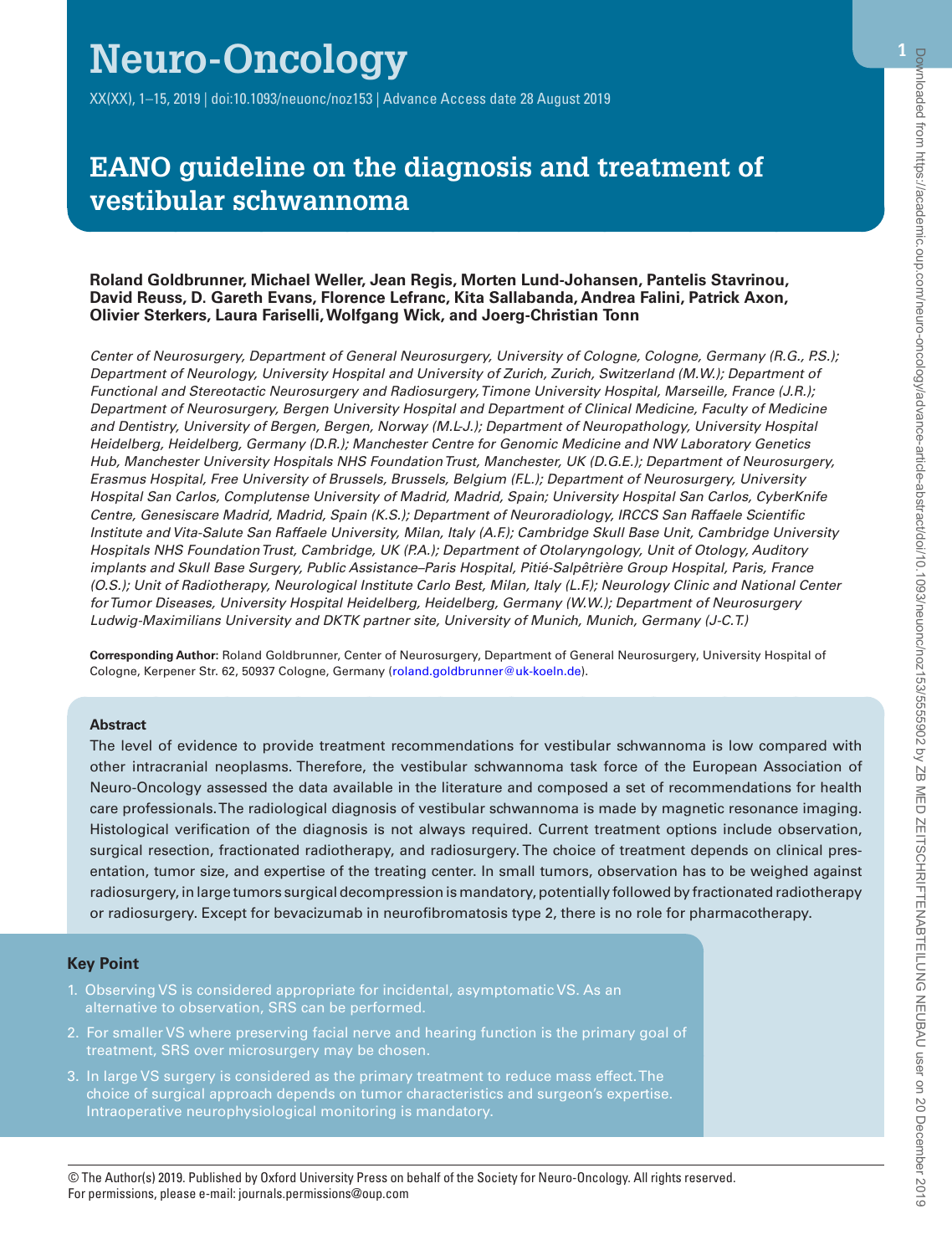# EANO guideline on the diagnosis and treatment of vestibular schwannoma

**Roland Goldbrunner, Michael Weller, Jean Regis, Morten Lund-Johansen, Pantelis Stavrinou, David Reuss, D. Gareth Evans, Florence Lefranc, Kita Sallabanda, Andrea Falini, Patrick Axon, Olivier Sterkers, Laura Fariselli, Wolfgang Wick, and Joerg-Christian Tonn**

*Center of Neurosurgery, Department of General Neurosurgery, University of Cologne, Cologne, Germany (R.G., P.S.); Department of Neurology, University Hospital and University of Zurich, Zurich, Switzerland (M.W.); Department of Functional and Stereotactic Neurosurgery and Radiosurgery, Timone University Hospital, Marseille, France (J.R.); Department of Neurosurgery, Bergen University Hospital and Department of Clinical Medicine, Faculty of Medicine and Dentistry, University of Bergen, Bergen, Norway (M.L-J.); Department of Neuropathology, University Hospital Heidelberg, Heidelberg, Germany (D.R.); Manchester Centre for Genomic Medicine and NW Laboratory Genetics Hub, Manchester University Hospitals NHS Foundation Trust, Manchester, UK (D.G.E.); Department of Neurosurgery, Erasmus Hospital, Free University of Brussels, Brussels, Belgium (F.L.); Department of Neurosurgery, University Hospital San Carlos, Complutense University of Madrid, Madrid, Spain; University Hospital San Carlos, CyberKnife Centre, Genesiscare Madrid, Madrid, Spain (K.S.); Department of Neuroradiology, IRCCS San Raffaele Scientific Institute and Vita-Salute San Raffaele University, Milan, Italy (A.F.); Cambridge Skull Base Unit, Cambridge University Hospitals NHS Foundation Trust, Cambridge, UK (P.A.); Department of Otolaryngology, Unit of Otology, Auditory implants and Skull Base Surgery, Public Assistance–Paris Hospital, Pitié-Salpêtrière Group Hospital, Paris, France (O.S.); Unit of Radiotherapy, Neurological Institute Carlo Best, Milan, Italy (L.F.); Neurology Clinic and National Center for Tumor Diseases, University Hospital Heidelberg, Heidelberg, Germany (W.W.); Department of Neurosurgery Ludwig-Maximilians University and DKTK partner site, University of Munich, Munich, Germany (J-C.T.)*

**Corresponding Author:** Roland Goldbrunner, Center of Neurosurgery, Department of General Neurosurgery, University Hospital of Cologne, Kerpener Str. 62, 50937 Cologne, Germany (roland.goldbrunner@uk-koeln.de).

## Abstract

The level of evidence to provide treatment recommendations for vestibular schwannoma is low compared with other intracranial neoplasms. Therefore, the vestibular schwannoma task force of the European Association of Neuro-Oncology assessed the data available in the literature and composed a set of recommendations for health care professionals. The radiological diagnosis of vestibular schwannoma is made by magnetic resonance imaging. Histological verification of the diagnosis is not always required. Current treatment options include observation, surgical resection, fractionated radiotherapy, and radiosurgery. The choice of treatment depends on clinical presentation, tumor size, and expertise of the treating center. In small tumors, observation has to be weighed against radiosurgery, in large tumors surgical decompression is mandatory, potentially followed by fractionated radiotherapy or radiosurgery. Except for bevacizumab in neurofibromatosis type 2, there is no role for pharmacotherapy.

## Key Point

1. Observing VS is considered appropriate for incidental, asymptomatic VS. As an alternative to observation, SRS can be performed.
2. For smaller VS where preserving facial nerve and hearing function is the primary goal of treatment, SRS over microsurgery may be chosen.
3. In large VS surgery is considered as the primary treatment to reduce mass effect. The choice of surgical approach depends on tumor characteristics and surgeon's expertise. Intraoperative neurophysiological monitoring is mandatory.

© The Author(s) 2019. Published by Oxford University Press on behalf of the Society for Neuro-Oncology. All rights reserved. For permissions, please e-mail: journals.permissions@oup.com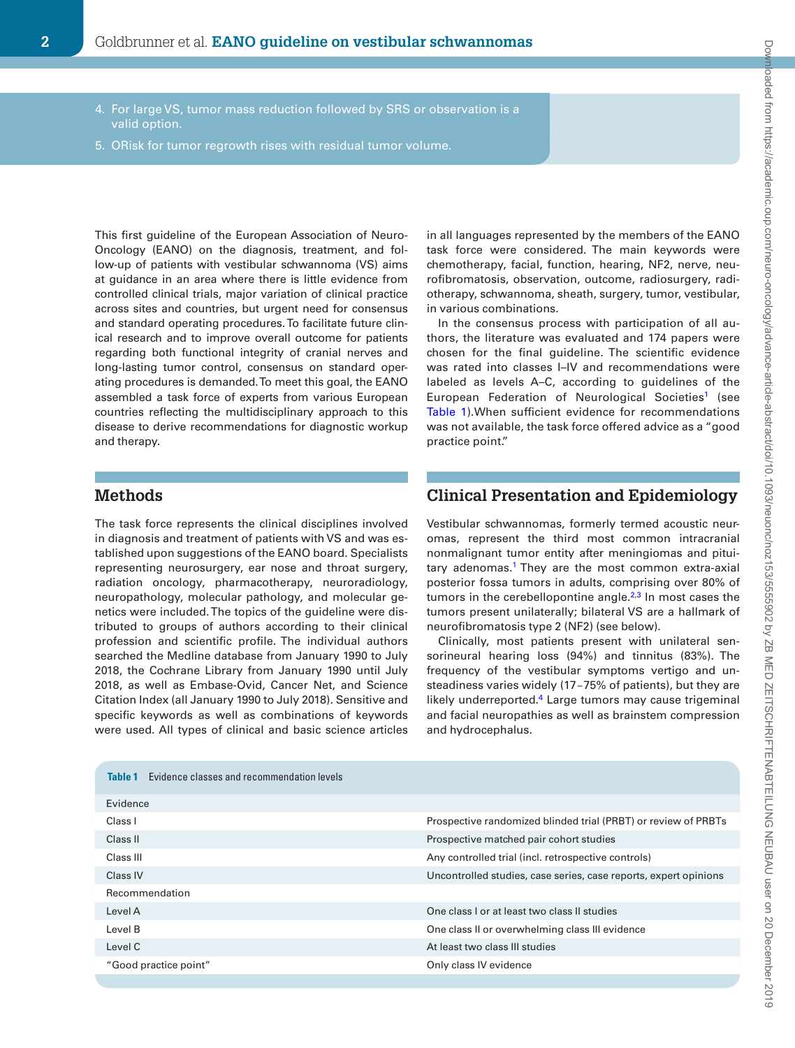4. For large VS, tumor mass reduction followed by SRS or observation is a valid option.
5. ORisk for tumor regrowth rises with residual tumor volume.

This first guideline of the European Association of Neuro-Oncology (EANO) on the diagnosis, treatment, and follow-up of patients with vestibular schwannoma (VS) aims at guidance in an area where there is little evidence from controlled clinical trials, major variation of clinical practice across sites and countries, but urgent need for consensus and standard operating procedures. To facilitate future clinical research and to improve overall outcome for patients regarding both functional integrity of cranial nerves and long-lasting tumor control, consensus on standard operating procedures is demanded. To meet this goal, the EANO assembled a task force of experts from various European countries reflecting the multidisciplinary approach to this disease to derive recommendations for diagnostic workup and therapy.

## Methods

The task force represents the clinical disciplines involved in diagnosis and treatment of patients with VS and was established upon suggestions of the EANO board. Specialists representing neurosurgery, ear nose and throat surgery, radiation oncology, pharmacotherapy, neuroradiology, neuropathology, molecular pathology, and molecular genetics were included. The topics of the guideline were distributed to groups of authors according to their clinical profession and scientific profile. The individual authors searched the Medline database from January 1990 to July 2018, the Cochrane Library from January 1990 until July 2018, as well as Embase-Ovid, Cancer Net, and Science Citation Index (all January 1990 to July 2018). Sensitive and specific keywords as well as combinations of keywords were used. All types of clinical and basic science articles in all languages represented by the members of the EANO task force were considered. The main keywords were chemotherapy, facial, function, hearing, NF2, nerve, neurofibromatosis, observation, outcome, radiosurgery, radiotherapy, schwannoma, sheath, surgery, tumor, vestibular, in various combinations.

In the consensus process with participation of all authors, the literature was evaluated and 174 papers were chosen for the final guideline. The scientific evidence was rated into classes I–IV and recommendations were labeled as levels A–C, according to guidelines of the European Federation of Neurological Societies[1] (see Table 1). When sufficient evidence for recommendations was not available, the task force offered advice as a "good practice point."

## Clinical Presentation and Epidemiology

Vestibular schwannomas, formerly termed acoustic neuromas, represent the third most common intracranial nonmalignant tumor entity after meningiomas and pituitary adenomas.[1] They are the most common extra-axial posterior fossa tumors in adults, comprising over 80% of tumors in the cerebellopontine angle.[2,3] In most cases the tumors present unilaterally; bilateral VS are a hallmark of neurofibromatosis type 2 (NF2) (see below).

Clinically, most patients present with unilateral sensorineural hearing loss (94%) and tinnitus (83%). The frequency of the vestibular symptoms vertigo and unsteadiness varies widely (17–75% of patients), but they are likely underreported.[4] Large tumors may cause trigeminal and facial neuropathies as well as brainstem compression and hydrocephalus.

**Table 1** Evidence classes and recommendation levels

| | |
|---|---|
| Evidence | |
| Class I | Prospective randomized blinded trial (PRBT) or review of PRBTs |
| Class II | Prospective matched pair cohort studies |
| Class III | Any controlled trial (incl. retrospective controls) |
| Class IV | Uncontrolled studies, case series, case reports, expert opinions |
| Recommendation | |
| Level A | One class I or at least two class II studies |
| Level B | One class II or overwhelming class III evidence |
| Level C | At least two class III studies |
| "Good practice point" | Only class IV evidence |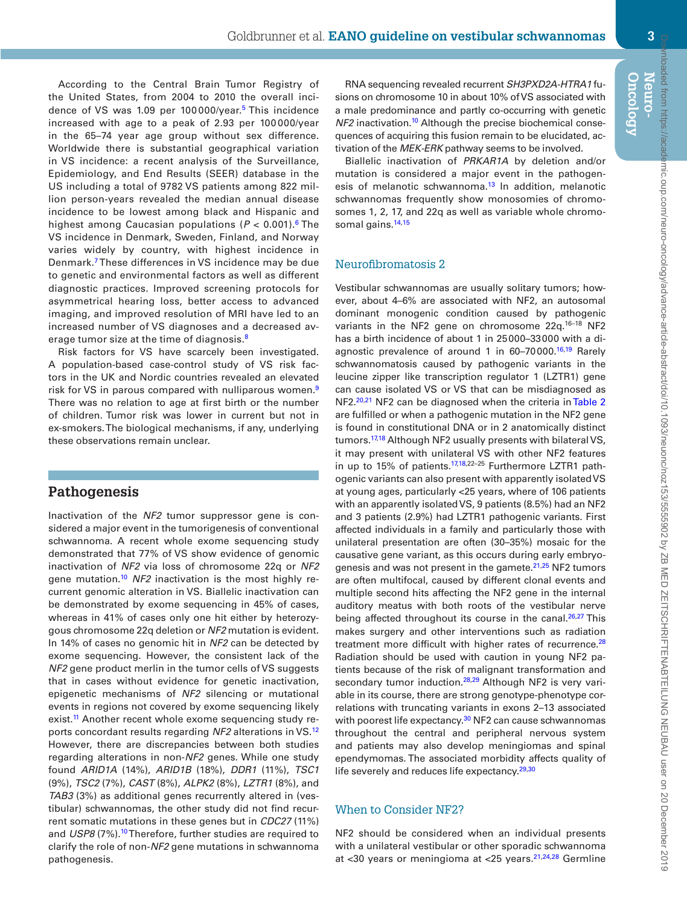According to the Central Brain Tumor Registry of the United States, from 2004 to 2010 the overall incidence of VS was 1.09 per 100 000/year.[5] This incidence increased with age to a peak of 2.93 per 100 000/year in the 65–74 year age group without sex difference. Worldwide there is substantial geographical variation in VS incidence: a recent analysis of the Surveillance, Epidemiology, and End Results (SEER) database in the US including a total of 9782 VS patients among 822 million person-years revealed the median annual disease incidence to be lowest among black and Hispanic and highest among Caucasian populations ($P < 0.001$).[6] The VS incidence in Denmark, Sweden, Finland, and Norway varies widely by country, with highest incidence in Denmark.[7] These differences in VS incidence may be due to genetic and environmental factors as well as different diagnostic practices. Improved screening protocols for asymmetrical hearing loss, better access to advanced imaging, and improved resolution of MRI have led to an increased number of VS diagnoses and a decreased average tumor size at the time of diagnosis.[8]

Risk factors for VS have scarcely been investigated. A population-based case-control study of VS risk factors in the UK and Nordic countries revealed an elevated risk for VS in parous compared with nulliparous women.[9] There was no relation to age at first birth or the number of children. Tumor risk was lower in current but not in ex-smokers. The biological mechanisms, if any, underlying these observations remain unclear.

## Pathogenesis

Inactivation of the *NF2* tumor suppressor gene is considered a major event in the tumorigenesis of conventional schwannoma. A recent whole exome sequencing study demonstrated that 77% of VS show evidence of genomic inactivation of *NF2* via loss of chromosome 22q or *NF2* gene mutation.[10] *NF2* inactivation is the most highly recurrent genomic alteration in VS. Biallelic inactivation can be demonstrated by exome sequencing in 45% of cases, whereas in 41% of cases only one hit either by heterozygous chromosome 22q deletion or *NF2* mutation is evident. In 14% of cases no genomic hit in *NF2* can be detected by exome sequencing. However, the consistent lack of the *NF2* gene product merlin in the tumor cells of VS suggests that in cases without evidence for genetic inactivation, epigenetic mechanisms of *NF2* silencing or mutational events in regions not covered by exome sequencing likely exist.[11] Another recent whole exome sequencing study reports concordant results regarding *NF2* alterations in VS.[12] However, there are discrepancies between both studies regarding alterations in non-*NF2* genes. While one study found *ARID1A* (14%), *ARID1B* (18%), *DDR1* (11%), *TSC1* (9%), *TSC2* (7%), *CAST* (8%), *ALPK2* (8%), *LZTR1* (8%), and *TAB3* (3%) as additional genes recurrently altered in (vestibular) schwannomas, the other study did not find recurrent somatic mutations in these genes but in *CDC27* (11%) and *USP8* (7%).[10] Therefore, further studies are required to clarify the role of non-*NF2* gene mutations in schwannoma pathogenesis.

RNA sequencing revealed recurrent *SH3PXD2A-HTRA1* fusions on chromosome 10 in about 10% of VS associated with a male predominance and partly co-occurring with genetic *NF2* inactivation.[10] Although the precise biochemical consequences of acquiring this fusion remain to be elucidated, activation of the *MEK-ERK* pathway seems to be involved.

Biallelic inactivation of *PRKAR1A* by deletion and/or mutation is considered a major event in the pathogenesis of melanotic schwannoma.[13] In addition, melanotic schwannomas frequently show monosomies of chromosomes 1, 2, 17, and 22q as well as variable whole chromosomal gains.[14,15]

## Neurofibromatosis 2

Vestibular schwannomas are usually solitary tumors; however, about 4–6% are associated with NF2, an autosomal dominant monogenic condition caused by pathogenic variants in the NF2 gene on chromosome 22q.[16–18] NF2 has a birth incidence of about 1 in 25 000–33 000 with a diagnostic prevalence of around 1 in 60–70 000.[16,19] Rarely schwannomatosis caused by pathogenic variants in the leucine zipper like transcription regulator 1 (LZTR1) gene can cause isolated VS or VS that can be misdiagnosed as NF2.[20,21] NF2 can be diagnosed when the criteria in Table 2 are fulfilled or when a pathogenic mutation in the NF2 gene is found in constitutional DNA or in 2 anatomically distinct tumors.[17,18] Although NF2 usually presents with bilateral VS, it may present with unilateral VS with other NF2 features in up to 15% of patients.[17,18,22–25] Furthermore LZTR1 pathogenic variants can also present with apparently isolated VS at young ages, particularly <25 years, where of 106 patients with an apparently isolated VS, 9 patients (8.5%) had an NF2 and 3 patients (2.9%) had LZTR1 pathogenic variants. First affected individuals in a family and particularly those with unilateral presentation are often (30–35%) mosaic for the causative gene variant, as this occurs during early embryogenesis and was not present in the gamete.[21,25] NF2 tumors are often multifocal, caused by different clonal events and multiple second hits affecting the NF2 gene in the internal auditory meatus with both roots of the vestibular nerve being affected throughout its course in the canal.[26,27] This makes surgery and other interventions such as radiation treatment more difficult with higher rates of recurrence.[28] Radiation should be used with caution in young NF2 patients because of the risk of malignant transformation and secondary tumor induction.[28,29] Although NF2 is very variable in its course, there are strong genotype-phenotype correlations with truncating variants in exons 2–13 associated with poorest life expectancy.[30] NF2 can cause schwannomas throughout the central and peripheral nervous system and patients may also develop meningiomas and spinal ependymomas. The associated morbidity affects quality of life severely and reduces life expectancy.[29,30]

## When to Consider NF2?

NF2 should be considered when an individual presents with a unilateral vestibular or other sporadic schwannoma at <30 years or meningioma at <25 years.[21,24,28] Germline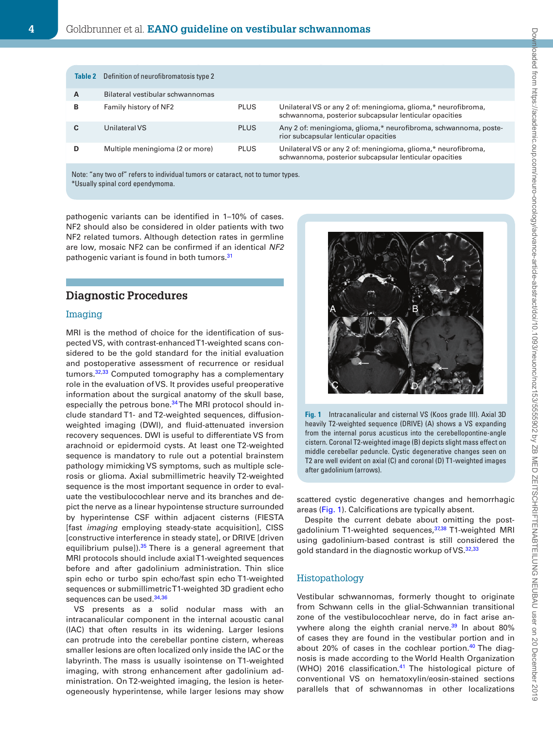**Table 2** Definition of neurofibromatosis type 2

| | | | |
|---|---|---|---|
| A | Bilateral vestibular schwannomas | | |
| B | Family history of NF2 | PLUS | Unilateral VS or any 2 of: meningioma, glioma,* neurofibroma, schwannoma, posterior subcapsular lenticular opacities |
| C | Unilateral VS | PLUS | Any 2 of: meningioma, glioma,* neurofibroma, schwannoma, posterior subcapsular lenticular opacities |
| D | Multiple meningioma (2 or more) | PLUS | Unilateral VS or any 2 of: meningioma, glioma,* neurofibroma, schwannoma, posterior subcapsular lenticular opacities |

Note: "any two of" refers to individual tumors or cataract, not to tumor types.
*Usually spinal cord ependymoma.

pathogenic variants can be identified in 1–10% of cases. NF2 should also be considered in older patients with two NF2 related tumors. Although detection rates in germline are low, mosaic NF2 can be confirmed if an identical *NF2* pathogenic variant is found in both tumors.[31]

## Diagnostic Procedures

### Imaging

MRI is the method of choice for the identification of suspected VS, with contrast-enhanced T1-weighted scans considered to be the gold standard for the initial evaluation and postoperative assessment of recurrence or residual tumors.[32,33] Computed tomography has a complementary role in the evaluation of VS. It provides useful preoperative information about the surgical anatomy of the skull base, especially the petrous bone.[34] The MRI protocol should include standard T1- and T2-weighted sequences, diffusion-weighted imaging (DWI), and fluid-attenuated inversion recovery sequences. DWI is useful to differentiate VS from arachnoid or epidermoid cysts. At least one T2-weighted sequence is mandatory to rule out a potential brainstem pathology mimicking VS symptoms, such as multiple sclerosis or glioma. Axial submillimetric heavily T2-weighted sequence is the most important sequence in order to evaluate the vestibulocochlear nerve and its branches and depict the nerve as a linear hypointense structure surrounded by hyperintense CSF within adjacent cisterns (FIESTA [fast *imaging* employing steady-state acquisition], CISS [constructive interference in steady state], or DRIVE [driven equilibrium pulse]).[35] There is a general agreement that MRI protocols should include axial T1-weighted sequences before and after gadolinium administration. Thin slice spin echo or turbo spin echo/fast spin echo T1-weighted sequences or submillimetric T1-weighted 3D gradient echo sequences can be used.[34,36]

VS presents as a solid nodular mass with an intracanalicular component in the internal acoustic canal (IAC) that often results in its widening. Larger lesions can protrude into the cerebellar pontine cistern, whereas smaller lesions are often localized only inside the IAC or the labyrinth. The mass is usually isointense on T1-weighted imaging, with strong enhancement after gadolinium administration. On T2-weighted imaging, the lesion is heterogeneously hyperintense, while larger lesions may show scattered cystic degenerative changes and hemorrhagic areas (Fig. 1). Calcifications are typically absent.

**Fig. 1** Intracanalicular and cisternal VS (Koos grade III). Axial 3D heavily T2-weighted sequence (DRIVE) (A) shows a VS expanding from the internal porus acusticus into the cerebellopontine-angle cistern. Coronal T2-weighted image (B) depicts slight mass effect on middle cerebellar peduncle. Cystic degenerative changes seen on T2 are well evident on axial (C) and coronal (D) T1-weighted images after gadolinium (arrows).

Despite the current debate about omitting the post-gadolinium T1-weighted sequences,[37,38] T1-weighted MRI using gadolinium-based contrast is still considered the gold standard in the diagnostic workup of VS.[32,33]

### Histopathology

Vestibular schwannomas, formerly thought to originate from Schwann cells in the glial-Schwannian transitional zone of the vestibulocochlear nerve, do in fact arise anywhere along the eighth cranial nerve.[39] In about 80% of cases they are found in the vestibular portion and in about 20% of cases in the cochlear portion.[40] The diagnosis is made according to the World Health Organization (WHO) 2016 classification.[41] The histological picture of conventional VS on hematoxylin/eosin-stained sections parallels that of schwannomas in other localizations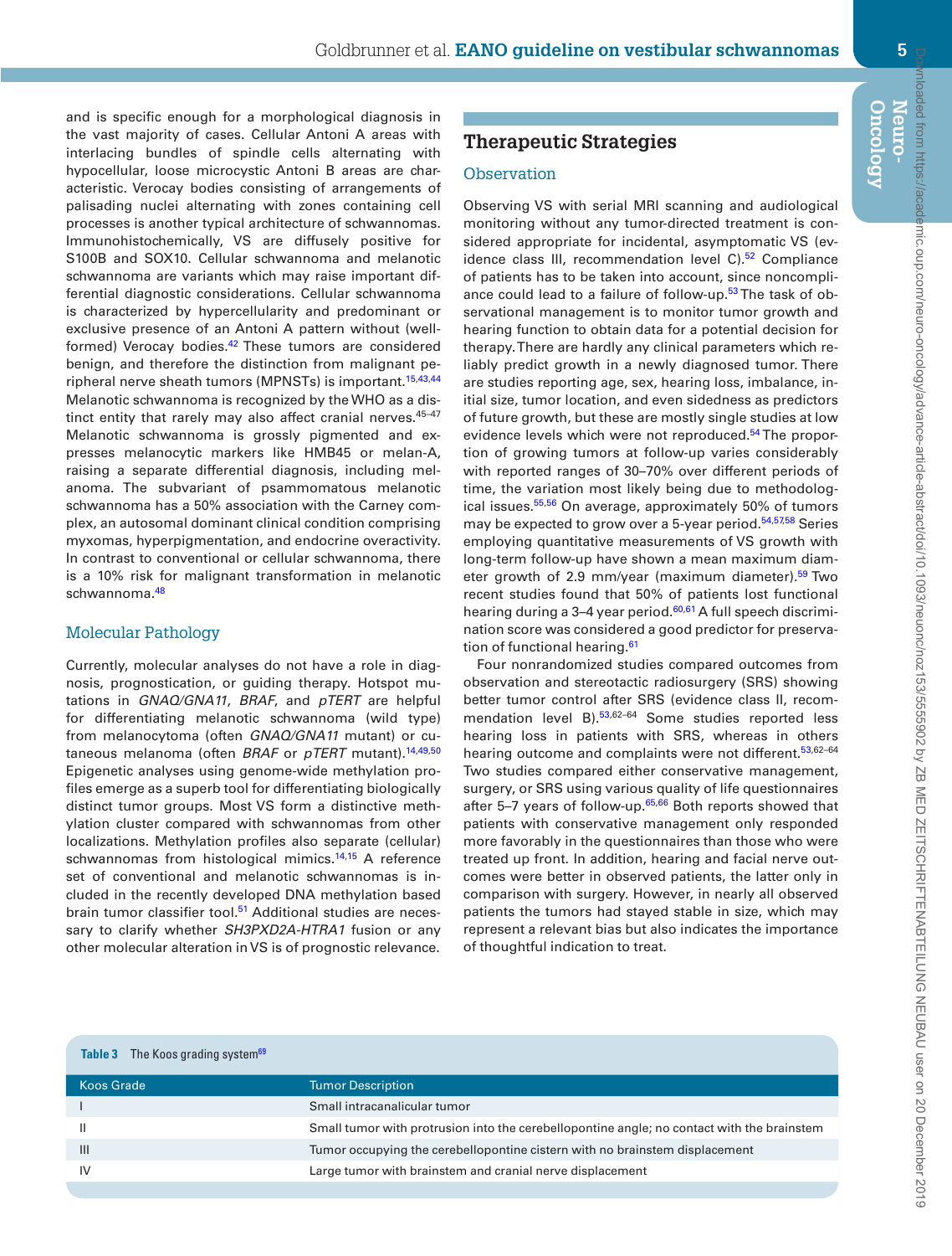and is specific enough for a morphological diagnosis in the vast majority of cases. Cellular Antoni A areas with interlacing bundles of spindle cells alternating with hypocellular, loose microcystic Antoni B areas are characteristic. Verocay bodies consisting of arrangements of palisading nuclei alternating with zones containing cell processes is another typical architecture of schwannomas. Immunohistochemically, VS are diffusely positive for S100B and SOX10. Cellular schwannoma and melanotic schwannoma are variants which may raise important differential diagnostic considerations. Cellular schwannoma is characterized by hypercellularity and predominant or exclusive presence of an Antoni A pattern without (well-formed) Verocay bodies.[42] These tumors are considered benign, and therefore the distinction from malignant peripheral nerve sheath tumors (MPNSTs) is important.[15,43,44] Melanotic schwannoma is recognized by the WHO as a distinct entity that rarely may also affect cranial nerves.[45–47] Melanotic schwannoma is grossly pigmented and expresses melanocytic markers like HMB45 or melan-A, raising a separate differential diagnosis, including melanoma. The subvariant of psammomatous melanotic schwannoma has a 50% association with the Carney complex, an autosomal dominant clinical condition comprising myxomas, hyperpigmentation, and endocrine overactivity. In contrast to conventional or cellular schwannoma, there is a 10% risk for malignant transformation in melanotic schwannoma.[48]

## Molecular Pathology

Currently, molecular analyses do not have a role in diagnosis, prognostication, or guiding therapy. Hotspot mutations in *GNAQ/GNA11*, *BRAF*, and *pTERT* are helpful for differentiating melanotic schwannoma (wild type) from melanocytoma (often *GNAQ/GNA11* mutant) or cutaneous melanoma (often *BRAF* or *pTERT* mutant).[14,49,50] Epigenetic analyses using genome-wide methylation profiles emerge as a superb tool for differentiating biologically distinct tumor groups. Most VS form a distinctive methylation cluster compared with schwannomas from other localizations. Methylation profiles also separate (cellular) schwannomas from histological mimics.[14,15] A reference set of conventional and melanotic schwannomas is included in the recently developed DNA methylation based brain tumor classifier tool.[51] Additional studies are necessary to clarify whether *SH3PXD2A-HTRA1* fusion or any other molecular alteration in VS is of prognostic relevance.

# Therapeutic Strategies

## Observation

Observing VS with serial MRI scanning and audiological monitoring without any tumor-directed treatment is considered appropriate for incidental, asymptomatic VS (evidence class III, recommendation level C).[52] Compliance of patients has to be taken into account, since noncompliance could lead to a failure of follow-up.[53] The task of observational management is to monitor tumor growth and hearing function to obtain data for a potential decision for therapy. There are hardly any clinical parameters which reliably predict growth in a newly diagnosed tumor. There are studies reporting age, sex, hearing loss, imbalance, initial size, tumor location, and even sidedness as predictors of future growth, but these are mostly single studies at low evidence levels which were not reproduced.[54] The proportion of growing tumors at follow-up varies considerably with reported ranges of 30–70% over different periods of time, the variation most likely being due to methodological issues.[55,56] On average, approximately 50% of tumors may be expected to grow over a 5-year period.[54,57,58] Series employing quantitative measurements of VS growth with long-term follow-up have shown a mean maximum diameter growth of 2.9 mm/year (maximum diameter).[59] Two recent studies found that 50% of patients lost functional hearing during a 3–4 year period.[60,61] A full speech discrimination score was considered a good predictor for preservation of functional hearing.[61]

Four nonrandomized studies compared outcomes from observation and stereotactic radiosurgery (SRS) showing better tumor control after SRS (evidence class II, recommendation level B).[53,62–64] Some studies reported less hearing loss in patients with SRS, whereas in others hearing outcome and complaints were not different.[53,62–64] Two studies compared either conservative management, surgery, or SRS using various quality of life questionnaires after 5–7 years of follow-up.[65,66] Both reports showed that patients with conservative management only responded more favorably in the questionnaires than those who were treated up front. In addition, hearing and facial nerve outcomes were better in observed patients, the latter only in comparison with surgery. However, in nearly all observed patients the tumors had stayed stable in size, which may represent a relevant bias but also indicates the importance of thoughtful indication to treat.

**Table 3** The Koos grading system[69]

| Koos Grade | Tumor Description |
|---|---|
| I | Small intracanalicular tumor |
| II | Small tumor with protrusion into the cerebellopontine angle; no contact with the brainstem |
| III | Tumor occupying the cerebellopontine cistern with no brainstem displacement |
| IV | Large tumor with brainstem and cranial nerve displacement |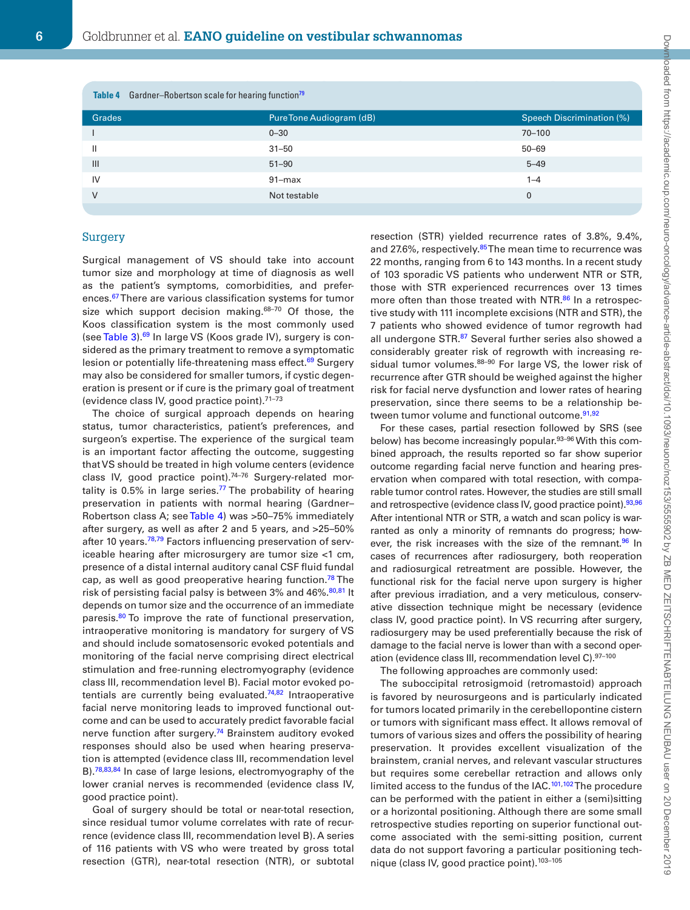**Table 4** Gardner–Robertson scale for hearing function[79]

| Grades | Pure Tone Audiogram (dB) | Speech Discrimination (%) |
|---|---|---|
| I | 0–30 | 70–100 |
| II | 31–50 | 50–69 |
| III | 51–90 | 5–49 |
| IV | 91–max | 1–4 |
| V | Not testable | 0 |

## Surgery

Surgical management of VS should take into account tumor size and morphology at time of diagnosis as well as the patient's symptoms, comorbidities, and preferences.[67] There are various classification systems for tumor size which support decision making.[68–70] Of those, the Koos classification system is the most commonly used (see Table 3).[69] In large VS (Koos grade IV), surgery is considered as the primary treatment to remove a symptomatic lesion or potentially life-threatening mass effect.[69] Surgery may also be considered for smaller tumors, if cystic degeneration is present or if cure is the primary goal of treatment (evidence class IV, good practice point).[71–73]

The choice of surgical approach depends on hearing status, tumor characteristics, patient's preferences, and surgeon's expertise. The experience of the surgical team is an important factor affecting the outcome, suggesting that VS should be treated in high volume centers (evidence class IV, good practice point).[74–76] Surgery-related mortality is 0.5% in large series.[77] The probability of hearing preservation in patients with normal hearing (Gardner–Robertson class A; see Table 4) was >50–75% immediately after surgery, as well as after 2 and 5 years, and >25–50% after 10 years.[78,79] Factors influencing preservation of serviceable hearing after microsurgery are tumor size <1 cm, presence of a distal internal auditory canal CSF fluid fundal cap, as well as good preoperative hearing function.[78] The risk of persisting facial palsy is between 3% and 46%.[80,81] It depends on tumor size and the occurrence of an immediate paresis.[80] To improve the rate of functional preservation, intraoperative monitoring is mandatory for surgery of VS and should include somatosensoric evoked potentials and monitoring of the facial nerve comprising direct electrical stimulation and free-running electromyography (evidence class III, recommendation level B). Facial motor evoked potentials are currently being evaluated.[74,82] Intraoperative facial nerve monitoring leads to improved functional outcome and can be used to accurately predict favorable facial nerve function after surgery.[74] Brainstem auditory evoked responses should also be used when hearing preservation is attempted (evidence class III, recommendation level B).[78,83,84] In case of large lesions, electromyography of the lower cranial nerves is recommended (evidence class IV, good practice point).

Goal of surgery should be total or near-total resection, since residual tumor volume correlates with rate of recurrence (evidence class III, recommendation level B). A series of 116 patients with VS who were treated by gross total resection (GTR), near-total resection (NTR), or subtotal resection (STR) yielded recurrence rates of 3.8%, 9.4%, and 27.6%, respectively.[85] The mean time to recurrence was 22 months, ranging from 6 to 143 months. In a recent study of 103 sporadic VS patients who underwent NTR or STR, those with STR experienced recurrences over 13 times more often than those treated with NTR.[86] In a retrospective study with 111 incomplete excisions (NTR and STR), the 7 patients who showed evidence of tumor regrowth had all undergone STR.[87] Several further series also showed a considerably greater risk of regrowth with increasing residual tumor volumes.[88–90] For large VS, the lower risk of recurrence after GTR should be weighed against the higher risk for facial nerve dysfunction and lower rates of hearing preservation, since there seems to be a relationship between tumor volume and functional outcome.[91,92]

For these cases, partial resection followed by SRS (see below) has become increasingly popular.[93–96] With this combined approach, the results reported so far show superior outcome regarding facial nerve function and hearing preservation when compared with total resection, with comparable tumor control rates. However, the studies are still small and retrospective (evidence class IV, good practice point).[93,96] After intentional NTR or STR, a watch and scan policy is warranted as only a minority of remnants do progress; however, the risk increases with the size of the remnant.[96] In cases of recurrences after radiosurgery, both reoperation and radiosurgical retreatment are possible. However, the functional risk for the facial nerve upon surgery is higher after previous irradiation, and a very meticulous, conservative dissection technique might be necessary (evidence class IV, good practice point). In VS recurring after surgery, radiosurgery may be used preferentially because the risk of damage to the facial nerve is lower than with a second operation (evidence class III, recommendation level C).[97–100]

The following approaches are commonly used:

The suboccipital retrosigmoid (retromastoid) approach is favored by neurosurgeons and is particularly indicated for tumors located primarily in the cerebellopontine cistern or tumors with significant mass effect. It allows removal of tumors of various sizes and offers the possibility of hearing preservation. It provides excellent visualization of the brainstem, cranial nerves, and relevant vascular structures but requires some cerebellar retraction and allows only limited access to the fundus of the IAC.[101,102] The procedure can be performed with the patient in either a (semi)sitting or a horizontal positioning. Although there are some small retrospective studies reporting on superior functional outcome associated with the semi-sitting position, current data do not support favoring a particular positioning technique (class IV, good practice point).[103–105]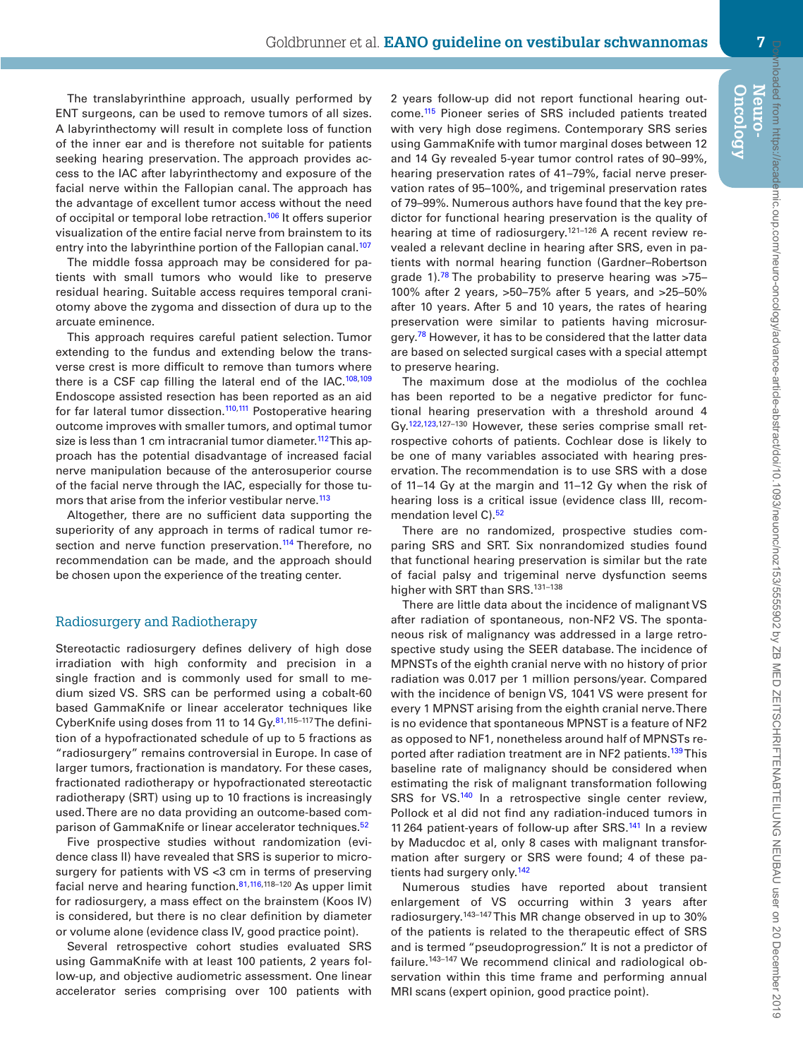The translabyrinthine approach, usually performed by ENT surgeons, can be used to remove tumors of all sizes. A labyrinthectomy will result in complete loss of function of the inner ear and is therefore not suitable for patients seeking hearing preservation. The approach provides access to the IAC after labyrinthectomy and exposure of the facial nerve within the Fallopian canal. The approach has the advantage of excellent tumor access without the need of occipital or temporal lobe retraction.[106] It offers superior visualization of the entire facial nerve from brainstem to its entry into the labyrinthine portion of the Fallopian canal.[107]

The middle fossa approach may be considered for patients with small tumors who would like to preserve residual hearing. Suitable access requires temporal craniotomy above the zygoma and dissection of dura up to the arcuate eminence.

This approach requires careful patient selection. Tumor extending to the fundus and extending below the transverse crest is more difficult to remove than tumors where there is a CSF cap filling the lateral end of the IAC.[108,109] Endoscope assisted resection has been reported as an aid for far lateral tumor dissection.[110,111] Postoperative hearing outcome improves with smaller tumors, and optimal tumor size is less than 1 cm intracranial tumor diameter.[112] This approach has the potential disadvantage of increased facial nerve manipulation because of the anterosuperior course of the facial nerve through the IAC, especially for those tumors that arise from the inferior vestibular nerve.[113]

Altogether, there are no sufficient data supporting the superiority of any approach in terms of radical tumor resection and nerve function preservation.[114] Therefore, no recommendation can be made, and the approach should be chosen upon the experience of the treating center.

## Radiosurgery and Radiotherapy

Stereotactic radiosurgery defines delivery of high dose irradiation with high conformity and precision in a single fraction and is commonly used for small to medium sized VS. SRS can be performed using a cobalt-60 based GammaKnife or linear accelerator techniques like CyberKnife using doses from 11 to 14 Gy.[81,115–117] The definition of a hypofractionated schedule of up to 5 fractions as "radiosurgery" remains controversial in Europe. In case of larger tumors, fractionation is mandatory. For these cases, fractionated radiotherapy or hypofractionated stereotactic radiotherapy (SRT) using up to 10 fractions is increasingly used. There are no data providing an outcome-based comparison of GammaKnife or linear accelerator techniques.[52]

Five prospective studies without randomization (evidence class II) have revealed that SRS is superior to microsurgery for patients with VS <3 cm in terms of preserving facial nerve and hearing function.[81,116,118–120] As upper limit for radiosurgery, a mass effect on the brainstem (Koos IV) is considered, but there is no clear definition by diameter or volume alone (evidence class IV, good practice point).

Several retrospective cohort studies evaluated SRS using GammaKnife with at least 100 patients, 2 years follow-up, and objective audiometric assessment. One linear accelerator series comprising over 100 patients with 2 years follow-up did not report functional hearing outcome.[115] Pioneer series of SRS included patients treated with very high dose regimens. Contemporary SRS series using GammaKnife with tumor marginal doses between 12 and 14 Gy revealed 5-year tumor control rates of 90–99%, hearing preservation rates of 41–79%, facial nerve preservation rates of 95–100%, and trigeminal preservation rates of 79–99%. Numerous authors have found that the key predictor for functional hearing preservation is the quality of hearing at time of radiosurgery.[121–126] A recent review revealed a relevant decline in hearing after SRS, even in patients with normal hearing function (Gardner–Robertson grade 1).[78] The probability to preserve hearing was >75–100% after 2 years, >50–75% after 5 years, and >25–50% after 10 years. After 5 and 10 years, the rates of hearing preservation were similar to patients having microsurgery.[78] However, it has to be considered that the latter data are based on selected surgical cases with a special attempt to preserve hearing.

The maximum dose at the modiolus of the cochlea has been reported to be a negative predictor for functional hearing preservation with a threshold around 4 Gy.[122,123,127–130] However, these series comprise small retrospective cohorts of patients. Cochlear dose is likely to be one of many variables associated with hearing preservation. The recommendation is to use SRS with a dose of 11–14 Gy at the margin and 11–12 Gy when the risk of hearing loss is a critical issue (evidence class III, recommendation level C).[52]

There are no randomized, prospective studies comparing SRS and SRT. Six nonrandomized studies found that functional hearing preservation is similar but the rate of facial palsy and trigeminal nerve dysfunction seems higher with SRT than SRS.[131–138]

There are little data about the incidence of malignant VS after radiation of spontaneous, non-NF2 VS. The spontaneous risk of malignancy was addressed in a large retrospective study using the SEER database. The incidence of MPNSTs of the eighth cranial nerve with no history of prior radiation was 0.017 per 1 million persons/year. Compared with the incidence of benign VS, 1041 VS were present for every 1 MPNST arising from the eighth cranial nerve. There is no evidence that spontaneous MPNST is a feature of NF2 as opposed to NF1, nonetheless around half of MPNSTs reported after radiation treatment are in NF2 patients.[139] This baseline rate of malignancy should be considered when estimating the risk of malignant transformation following SRS for VS.[140] In a retrospective single center review, Pollock et al did not find any radiation-induced tumors in 11 264 patient-years of follow-up after SRS.[141] In a review by Maducdoc et al, only 8 cases with malignant transformation after surgery or SRS were found; 4 of these patients had surgery only.[142]

Numerous studies have reported about transient enlargement of VS occurring within 3 years after radiosurgery.[143–147] This MR change observed in up to 30% of the patients is related to the therapeutic effect of SRS and is termed "pseudoprogression." It is not a predictor of failure.[143–147] We recommend clinical and radiological observation within this time frame and performing annual MRI scans (expert opinion, good practice point).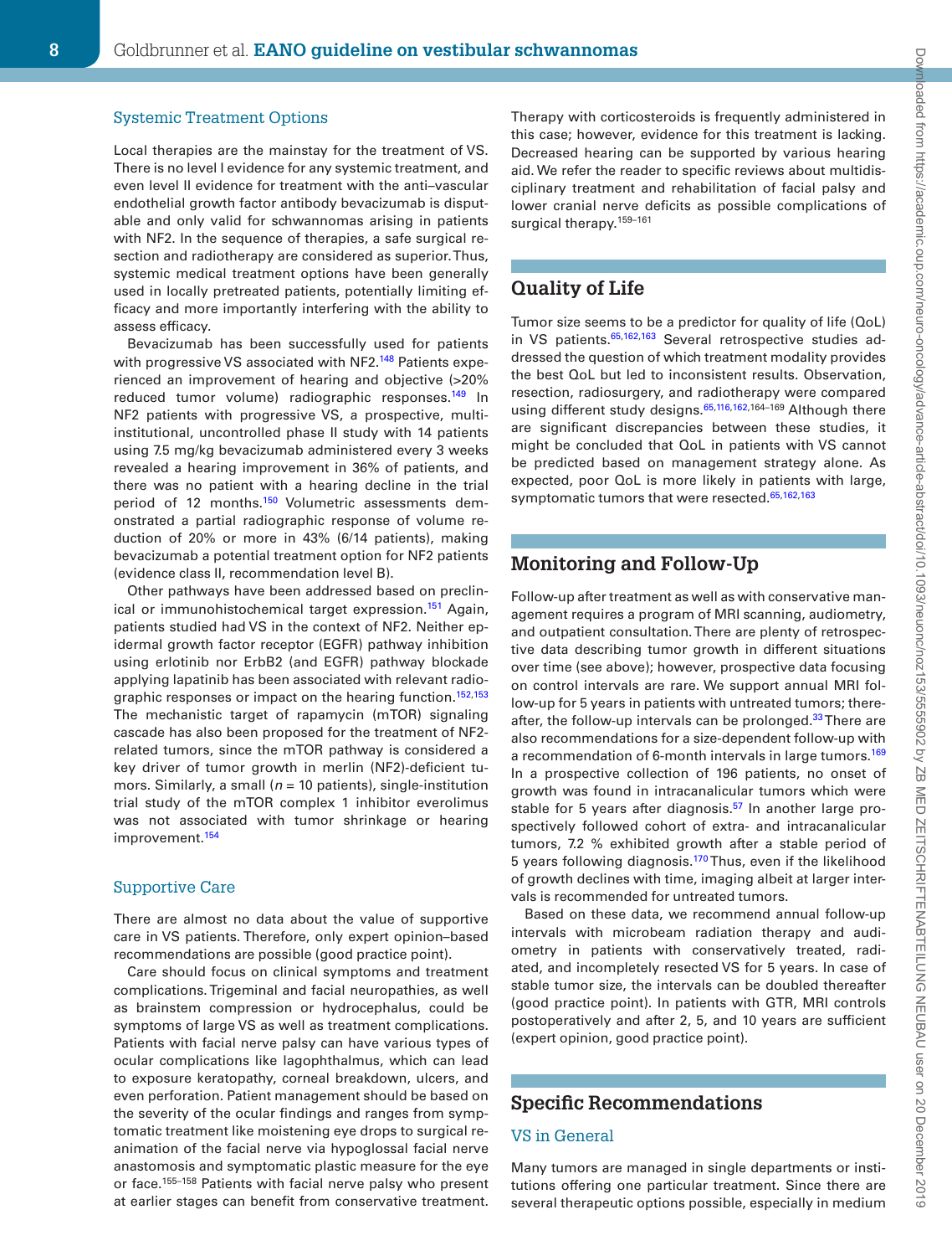## Systemic Treatment Options

Local therapies are the mainstay for the treatment of VS. There is no level I evidence for any systemic treatment, and even level II evidence for treatment with the anti–vascular endothelial growth factor antibody bevacizumab is disputable and only valid for schwannomas arising in patients with NF2. In the sequence of therapies, a safe surgical resection and radiotherapy are considered as superior. Thus, systemic medical treatment options have been generally used in locally pretreated patients, potentially limiting efficacy and more importantly interfering with the ability to assess efficacy.

Bevacizumab has been successfully used for patients with progressive VS associated with NF2.[148] Patients experienced an improvement of hearing and objective (>20% reduced tumor volume) radiographic responses.[149] In NF2 patients with progressive VS, a prospective, multi-institutional, uncontrolled phase II study with 14 patients using 7.5 mg/kg bevacizumab administered every 3 weeks revealed a hearing improvement in 36% of patients, and there was no patient with a hearing decline in the trial period of 12 months.[150] Volumetric assessments demonstrated a partial radiographic response of volume reduction of 20% or more in 43% (6/14 patients), making bevacizumab a potential treatment option for NF2 patients (evidence class II, recommendation level B).

Other pathways have been addressed based on preclinical or immunohistochemical target expression.[151] Again, patients studied had VS in the context of NF2. Neither epidermal growth factor receptor (EGFR) pathway inhibition using erlotinib nor ErbB2 (and EGFR) pathway blockade applying lapatinib has been associated with relevant radiographic responses or impact on the hearing function.[152,153] The mechanistic target of rapamycin (mTOR) signaling cascade has also been proposed for the treatment of NF2-related tumors, since the mTOR pathway is considered a key driver of tumor growth in merlin (NF2)-deficient tumors. Similarly, a small ($n$ = 10 patients), single-institution trial study of the mTOR complex 1 inhibitor everolimus was not associated with tumor shrinkage or hearing improvement.[154]

## Supportive Care

There are almost no data about the value of supportive care in VS patients. Therefore, only expert opinion–based recommendations are possible (good practice point).

Care should focus on clinical symptoms and treatment complications. Trigeminal and facial neuropathies, as well as brainstem compression or hydrocephalus, could be symptoms of large VS as well as treatment complications. Patients with facial nerve palsy can have various types of ocular complications like lagophthalmus, which can lead to exposure keratopathy, corneal breakdown, ulcers, and even perforation. Patient management should be based on the severity of the ocular findings and ranges from symptomatic treatment like moistening eye drops to surgical reanimation of the facial nerve via hypoglossal facial nerve anastomosis and symptomatic plastic measure for the eye or face.[155–158] Patients with facial nerve palsy who present at earlier stages can benefit from conservative treatment. Therapy with corticosteroids is frequently administered in this case; however, evidence for this treatment is lacking. Decreased hearing can be supported by various hearing aid. We refer the reader to specific reviews about multidisciplinary treatment and rehabilitation of facial palsy and lower cranial nerve deficits as possible complications of surgical therapy.[159–161]

# Quality of Life

Tumor size seems to be a predictor for quality of life (QoL) in VS patients.[65,162,163] Several retrospective studies addressed the question of which treatment modality provides the best QoL but led to inconsistent results. Observation, resection, radiosurgery, and radiotherapy were compared using different study designs.[65,116,162,164–169] Although there are significant discrepancies between these studies, it might be concluded that QoL in patients with VS cannot be predicted based on management strategy alone. As expected, poor QoL is more likely in patients with large, symptomatic tumors that were resected.[65,162,163]

# Monitoring and Follow-Up

Follow-up after treatment as well as with conservative management requires a program of MRI scanning, audiometry, and outpatient consultation. There are plenty of retrospective data describing tumor growth in different situations over time (see above); however, prospective data focusing on control intervals are rare. We support annual MRI follow-up for 5 years in patients with untreated tumors; thereafter, the follow-up intervals can be prolonged.[33] There are also recommendations for a size-dependent follow-up with a recommendation of 6-month intervals in large tumors.[169] In a prospective collection of 196 patients, no onset of growth was found in intracanalicular tumors which were stable for 5 years after diagnosis.[57] In another large prospectively followed cohort of extra- and intracanalicular tumors, 7.2 % exhibited growth after a stable period of 5 years following diagnosis.[170] Thus, even if the likelihood of growth declines with time, imaging albeit at larger intervals is recommended for untreated tumors.

Based on these data, we recommend annual follow-up intervals with microbeam radiation therapy and audiometry in patients with conservatively treated, radiated, and incompletely resected VS for 5 years. In case of stable tumor size, the intervals can be doubled thereafter (good practice point). In patients with GTR, MRI controls postoperatively and after 2, 5, and 10 years are sufficient (expert opinion, good practice point).

# Specific Recommendations

## VS in General

Many tumors are managed in single departments or institutions offering one particular treatment. Since there are several therapeutic options possible, especially in medium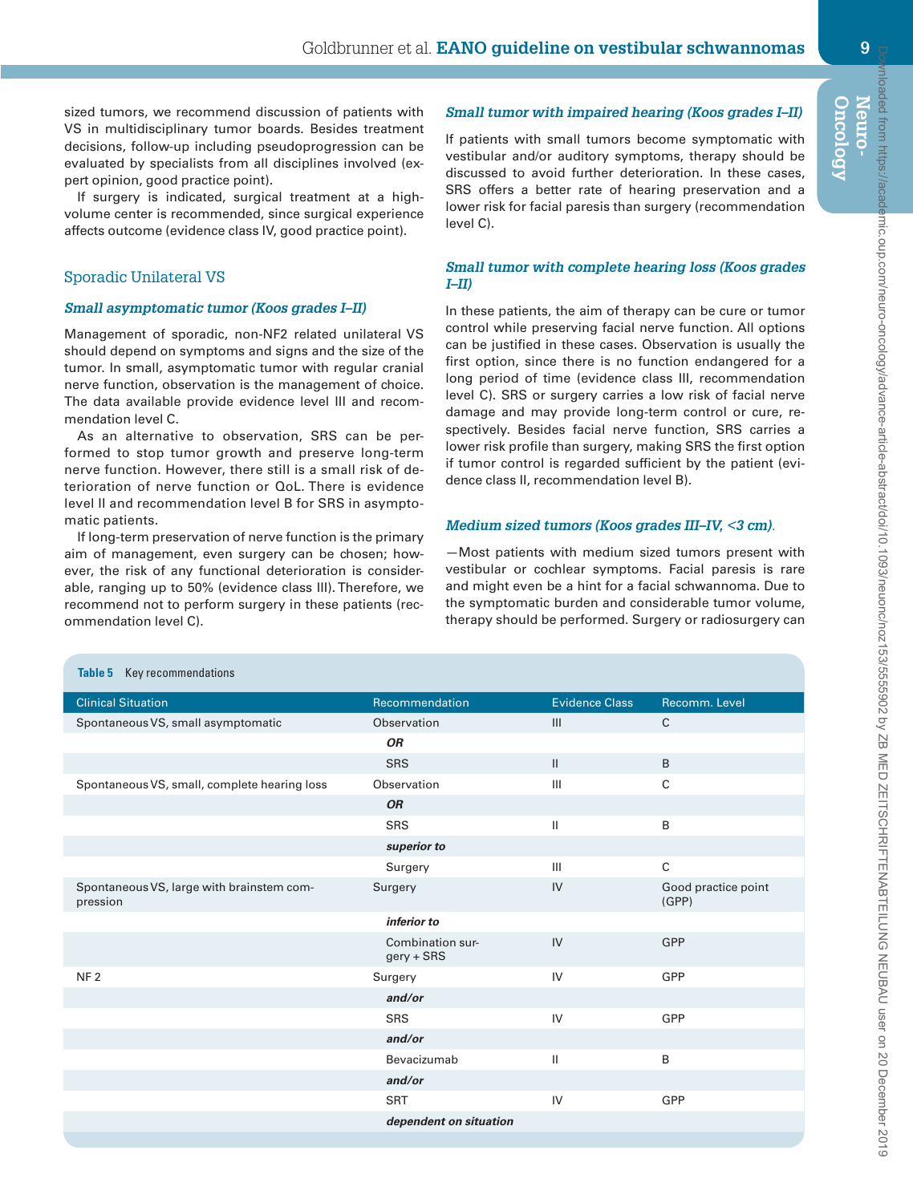sized tumors, we recommend discussion of patients with VS in multidisciplinary tumor boards. Besides treatment decisions, follow-up including pseudoprogression can be evaluated by specialists from all disciplines involved (expert opinion, good practice point).

If surgery is indicated, surgical treatment at a high-volume center is recommended, since surgical experience affects outcome (evidence class IV, good practice point).

## Sporadic Unilateral VS

### *Small asymptomatic tumor (Koos grades I–II)*

Management of sporadic, non-NF2 related unilateral VS should depend on symptoms and signs and the size of the tumor. In small, asymptomatic tumor with regular cranial nerve function, observation is the management of choice. The data available provide evidence level III and recommendation level C.

As an alternative to observation, SRS can be performed to stop tumor growth and preserve long-term nerve function. However, there still is a small risk of deterioration of nerve function or QoL. There is evidence level II and recommendation level B for SRS in asymptomatic patients.

If long-term preservation of nerve function is the primary aim of management, even surgery can be chosen; however, the risk of any functional deterioration is considerable, ranging up to 50% (evidence class III). Therefore, we recommend not to perform surgery in these patients (recommendation level C).

### *Small tumor with impaired hearing (Koos grades I–II)*

If patients with small tumors become symptomatic with vestibular and/or auditory symptoms, therapy should be discussed to avoid further deterioration. In these cases, SRS offers a better rate of hearing preservation and a lower risk for facial paresis than surgery (recommendation level C).

### *Small tumor with complete hearing loss (Koos grades I–II)*

In these patients, the aim of therapy can be cure or tumor control while preserving facial nerve function. All options can be justified in these cases. Observation is usually the first option, since there is no function endangered for a long period of time (evidence class III, recommendation level C). SRS or surgery carries a low risk of facial nerve damage and may provide long-term control or cure, respectively. Besides facial nerve function, SRS carries a lower risk profile than surgery, making SRS the first option if tumor control is regarded sufficient by the patient (evidence class II, recommendation level B).

### *Medium sized tumors (Koos grades III–IV, <3 cm).*

—Most patients with medium sized tumors present with vestibular or cochlear symptoms. Facial paresis is rare and might even be a hint for a facial schwannoma. Due to the symptomatic burden and considerable tumor volume, therapy should be performed. Surgery or radiosurgery can

**Table 5** Key recommendations

| Clinical Situation | Recommendation | Evidence Class | Recomm. Level |
|---|---|---|---|
| Spontaneous VS, small asymptomatic | Observation | III | C |
| | ***OR*** | | |
| | SRS | II | B |
| Spontaneous VS, small, complete hearing loss | Observation | III | C |
| | ***OR*** | | |
| | SRS | II | B |
| | ***superior to*** | | |
| | Surgery | III | C |
| Spontaneous VS, large with brainstem compression | Surgery | IV | Good practice point (GPP) |
| | ***inferior to*** | | |
| | Combination surgery + SRS | IV | GPP |
| NF 2 | Surgery | IV | GPP |
| | ***and/or*** | | |
| | SRS | IV | GPP |
| | ***and/or*** | | |
| | Bevacizumab | II | B |
| | ***and/or*** | | |
| | SRT | IV | GPP |
| | ***dependent on situation*** | | |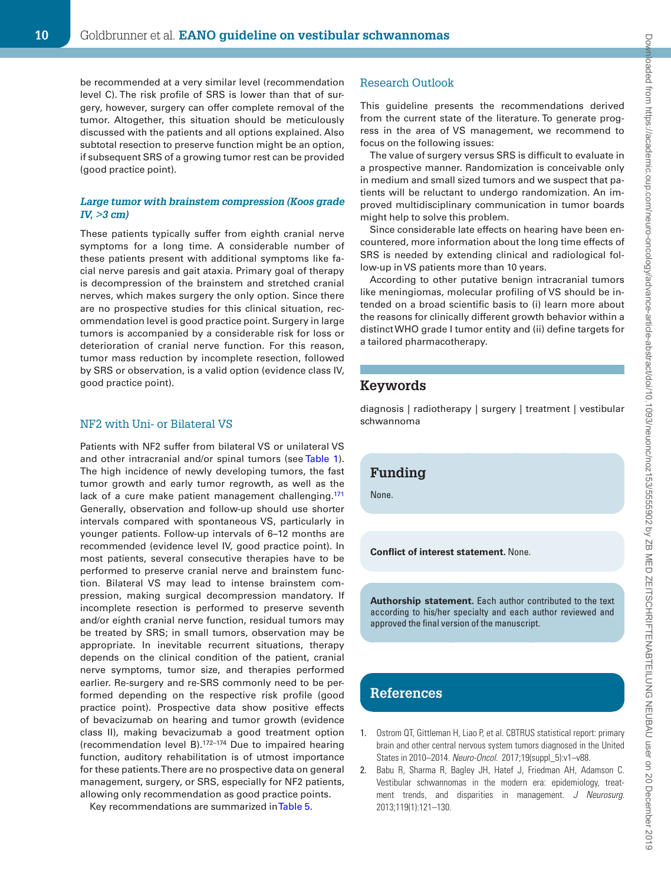be recommended at a very similar level (recommendation level C). The risk profile of SRS is lower than that of surgery, however, surgery can offer complete removal of the tumor. Altogether, this situation should be meticulously discussed with the patients and all options explained. Also subtotal resection to preserve function might be an option, if subsequent SRS of a growing tumor rest can be provided (good practice point).

### *Large tumor with brainstem compression (Koos grade IV, >3 cm)*

These patients typically suffer from eighth cranial nerve symptoms for a long time. A considerable number of these patients present with additional symptoms like facial nerve paresis and gait ataxia. Primary goal of therapy is decompression of the brainstem and stretched cranial nerves, which makes surgery the only option. Since there are no prospective studies for this clinical situation, recommendation level is good practice point. Surgery in large tumors is accompanied by a considerable risk for loss or deterioration of cranial nerve function. For this reason, tumor mass reduction by incomplete resection, followed by SRS or observation, is a valid option (evidence class IV, good practice point).

## NF2 with Uni- or Bilateral VS

Patients with NF2 suffer from bilateral VS or unilateral VS and other intracranial and/or spinal tumors (see Table 1). The high incidence of newly developing tumors, the fast tumor growth and early tumor regrowth, as well as the lack of a cure make patient management challenging.[171] Generally, observation and follow-up should use shorter intervals compared with spontaneous VS, particularly in younger patients. Follow-up intervals of 6–12 months are recommended (evidence level IV, good practice point). In most patients, several consecutive therapies have to be performed to preserve cranial nerve and brainstem function. Bilateral VS may lead to intense brainstem compression, making surgical decompression mandatory. If incomplete resection is performed to preserve seventh and/or eighth cranial nerve function, residual tumors may be treated by SRS; in small tumors, observation may be appropriate. In inevitable recurrent situations, therapy depends on the clinical condition of the patient, cranial nerve symptoms, tumor size, and therapies performed earlier. Re-surgery and re-SRS commonly need to be performed depending on the respective risk profile (good practice point). Prospective data show positive effects of bevacizumab on hearing and tumor growth (evidence class II), making bevacizumab a good treatment option (recommendation level B).[172–174] Due to impaired hearing function, auditory rehabilitation is of utmost importance for these patients. There are no prospective data on general management, surgery, or SRS, especially for NF2 patients, allowing only recommendation as good practice points.

Key recommendations are summarized in Table 5.

## Research Outlook

This guideline presents the recommendations derived from the current state of the literature. To generate progress in the area of VS management, we recommend to focus on the following issues:

The value of surgery versus SRS is difficult to evaluate in a prospective manner. Randomization is conceivable only in medium and small sized tumors and we suspect that patients will be reluctant to undergo randomization. An improved multidisciplinary communication in tumor boards might help to solve this problem.

Since considerable late effects on hearing have been encountered, more information about the long time effects of SRS is needed by extending clinical and radiological follow-up in VS patients more than 10 years.

According to other putative benign intracranial tumors like meningiomas, molecular profiling of VS should be intended on a broad scientific basis to (i) learn more about the reasons for clinically different growth behavior within a distinct WHO grade I tumor entity and (ii) define targets for a tailored pharmacotherapy.

## Keywords

diagnosis | radiotherapy | surgery | treatment | vestibular schwannoma

## Funding

None.

**Conflict of interest statement.** None.

**Authorship statement.** Each author contributed to the text according to his/her specialty and each author reviewed and approved the final version of the manuscript.

## References

1. Ostrom QT, Gittleman H, Liao P, et al. CBTRUS statistical report: primary brain and other central nervous system tumors diagnosed in the United States in 2010–2014. *Neuro-Oncol.* 2017;19(suppl_5):v1–v88.
2. Babu R, Sharma R, Bagley JH, Hatef J, Friedman AH, Adamson C. Vestibular schwannomas in the modern era: epidemiology, treatment trends, and disparities in management. *J Neurosurg.* 2013;119(1):121–130.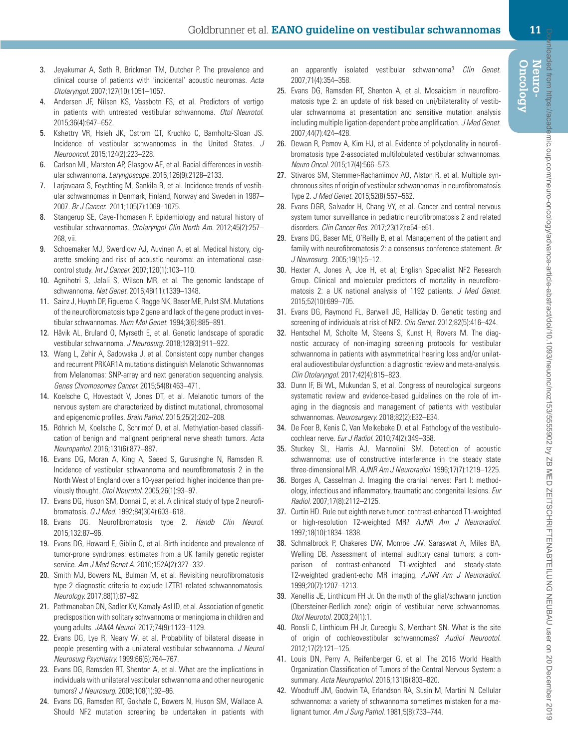3. Jeyakumar A, Seth R, Brickman TM, Dutcher P. The prevalence and clinical course of patients with 'incidental' acoustic neuromas. *Acta Otolaryngol.* 2007;127(10):1051–1057.
4. Andersen JF, Nilsen KS, Vassbotn FS, et al. Predictors of vertigo in patients with untreated vestibular schwannoma. *Otol Neurotol.* 2015;36(4):647–652.
5. Kshettry VR, Hsieh JK, Ostrom QT, Kruchko C, Barnholtz-Sloan JS. Incidence of vestibular schwannomas in the United States. *J Neurooncol.* 2015;124(2):223–228.
6. Carlson ML, Marston AP, Glasgow AE, et al. Racial differences in vestibular schwannoma. *Laryngoscope.* 2016;126(9):2128–2133.
7. Larjavaara S, Feychting M, Sankila R, et al. Incidence trends of vestibular schwannomas in Denmark, Finland, Norway and Sweden in 1987–2007. *Br J Cancer.* 2011;105(7):1069–1075.
8. Stangerup SE, Caye-Thomasen P. Epidemiology and natural history of vestibular schwannomas. *Otolaryngol Clin North Am.* 2012;45(2):257–268, vii.
9. Schoemaker MJ, Swerdlow AJ, Auvinen A, et al. Medical history, cigarette smoking and risk of acoustic neuroma: an international case-control study. *Int J Cancer.* 2007;120(1):103–110.
10. Agnihotri S, Jalali S, Wilson MR, et al. The genomic landscape of schwannoma. *Nat Genet.* 2016;48(11):1339–1348.
11. Sainz J, Huynh DP, Figueroa K, Ragge NK, Baser ME, Pulst SM. Mutations of the neurofibromatosis type 2 gene and lack of the gene product in vestibular schwannomas. *Hum Mol Genet.* 1994;3(6):885–891.
12. Håvik AL, Bruland O, Myrseth E, et al. Genetic landscape of sporadic vestibular schwannoma. *J Neurosurg.* 2018;128(3):911–922.
13. Wang L, Zehir A, Sadowska J, et al. Consistent copy number changes and recurrent PRKAR1A mutations distinguish Melanotic Schwannomas from Melanomas: SNP-array and next generation sequencing analysis. *Genes Chromosomes Cancer.* 2015;54(8):463–471.
14. Koelsche C, Hovestadt V, Jones DT, et al. Melanotic tumors of the nervous system are characterized by distinct mutational, chromosomal and epigenomic profiles. *Brain Pathol.* 2015;25(2):202–208.
15. Röhrich M, Koelsche C, Schrimpf D, et al. Methylation-based classification of benign and malignant peripheral nerve sheath tumors. *Acta Neuropathol.* 2016;131(6):877–887.
16. Evans DG, Moran A, King A, Saeed S, Gurusinghe N, Ramsden R. Incidence of vestibular schwannoma and neurofibromatosis 2 in the North West of England over a 10-year period: higher incidence than previously thought. *Otol Neurotol.* 2005;26(1):93–97.
17. Evans DG, Huson SM, Donnai D, et al. A clinical study of type 2 neurofibromatosis. *Q J Med.* 1992;84(304):603–618.
18. Evans DG. Neurofibromatosis type 2. *Handb Clin Neurol.* 2015;132:87–96.
19. Evans DG, Howard E, Giblin C, et al. Birth incidence and prevalence of tumor-prone syndromes: estimates from a UK family genetic register service. *Am J Med Genet A.* 2010;152A(2):327–332.
20. Smith MJ, Bowers NL, Bulman M, et al. Revisiting neurofibromatosis type 2 diagnostic criteria to exclude LZTR1-related schwannomatosis. *Neurology.* 2017;88(1):87–92.
21. Pathmanaban ON, Sadler KV, Kamaly-Asl ID, et al. Association of genetic predisposition with solitary schwannoma or meningioma in children and young adults. *JAMA Neurol.* 2017;74(9):1123–1129.
22. Evans DG, Lye R, Neary W, et al. Probability of bilateral disease in people presenting with a unilateral vestibular schwannoma. *J Neurol Neurosurg Psychiatry.* 1999;66(6):764–767.
23. Evans DG, Ramsden RT, Shenton A, et al. What are the implications in individuals with unilateral vestibular schwannoma and other neurogenic tumors? *J Neurosurg.* 2008;108(1):92–96.
24. Evans DG, Ramsden RT, Gokhale C, Bowers N, Huson SM, Wallace A. Should NF2 mutation screening be undertaken in patients with an apparently isolated vestibular schwannoma? *Clin Genet.* 2007;71(4):354–358.
25. Evans DG, Ramsden RT, Shenton A, et al. Mosaicism in neurofibromatosis type 2: an update of risk based on uni/bilaterality of vestibular schwannoma at presentation and sensitive mutation analysis including multiple ligation-dependent probe amplification. *J Med Genet.* 2007;44(7):424–428.
26. Dewan R, Pemov A, Kim HJ, et al. Evidence of polyclonality in neurofibromatosis type 2-associated multilobulated vestibular schwannomas. *Neuro Oncol.* 2015;17(4):566–573.
27. Stivaros SM, Stemmer-Rachamimov AO, Alston R, et al. Multiple synchronous sites of origin of vestibular schwannomas in neurofibromatosis Type 2. *J Med Genet.* 2015;52(8):557–562.
28. Evans DGR, Salvador H, Chang VY, et al. Cancer and central nervous system tumor surveillance in pediatric neurofibromatosis 2 and related disorders. *Clin Cancer Res.* 2017;23(12):e54–e61.
29. Evans DG, Baser ME, O'Reilly B, et al. Management of the patient and family with neurofibromatosis 2: a consensus conference statement. *Br J Neurosurg.* 2005;19(1):5–12.
30. Hexter A, Jones A, Joe H, et al; English Specialist NF2 Research Group. Clinical and molecular predictors of mortality in neurofibromatosis 2: a UK national analysis of 1192 patients. *J Med Genet.* 2015;52(10):699–705.
31. Evans DG, Raymond FL, Barwell JG, Halliday D. Genetic testing and screening of individuals at risk of NF2. *Clin Genet.* 2012;82(5):416–424.
32. Hentschel M, Scholte M, Steens S, Kunst H, Rovers M. The diagnostic accuracy of non-imaging screening protocols for vestibular schwannoma in patients with asymmetrical hearing loss and/or unilateral audiovestibular dysfunction: a diagnostic review and meta-analysis. *Clin Otolaryngol.* 2017;42(4):815–823.
33. Dunn IF, Bi WL, Mukundan S, et al. Congress of neurological surgeons systematic review and evidence-based guidelines on the role of imaging in the diagnosis and management of patients with vestibular schwannomas. *Neurosurgery.* 2018;82(2):E32–E34.
34. De Foer B, Kenis C, Van Melkebeke D, et al. Pathology of the vestibulocochlear nerve. *Eur J Radiol.* 2010;74(2):349–358.
35. Stuckey SL, Harris AJ, Mannolini SM. Detection of acoustic schwannoma: use of constructive interference in the steady state three-dimensional MR. *AJNR Am J Neuroradiol.* 1996;17(7):1219–1225.
36. Borges A, Casselman J. Imaging the cranial nerves: Part I: methodology, infectious and inflammatory, traumatic and congenital lesions. *Eur Radiol.* 2007;17(8):2112–2125.
37. Curtin HD. Rule out eighth nerve tumor: contrast-enhanced T1-weighted or high-resolution T2-weighted MR? *AJNR Am J Neuroradiol.* 1997;18(10):1834–1838.
38. Schmalbrock P, Chakeres DW, Monroe JW, Saraswat A, Miles BA, Welling DB. Assessment of internal auditory canal tumors: a comparison of contrast-enhanced T1-weighted and steady-state T2-weighted gradient-echo MR imaging. *AJNR Am J Neuroradiol.* 1999;20(7):1207–1213.
39. Xenellis JE, Linthicum FH Jr. On the myth of the glial/schwann junction (Obersteiner-Redlich zone): origin of vestibular nerve schwannomas. *Otol Neurotol.* 2003;24(1):1.
40. Roosli C, Linthicum FH Jr, Cureoglu S, Merchant SN. What is the site of origin of cochleovestibular schwannomas? *Audiol Neurootol.* 2012;17(2):121–125.
41. Louis DN, Perry A, Reifenberger G, et al. The 2016 World Health Organization Classification of Tumors of the Central Nervous System: a summary. *Acta Neuropathol.* 2016;131(6):803–820.
42. Woodruff JM, Godwin TA, Erlandson RA, Susin M, Martini N. Cellular schwannoma: a variety of schwannoma sometimes mistaken for a malignant tumor. *Am J Surg Pathol.* 1981;5(8):733–744.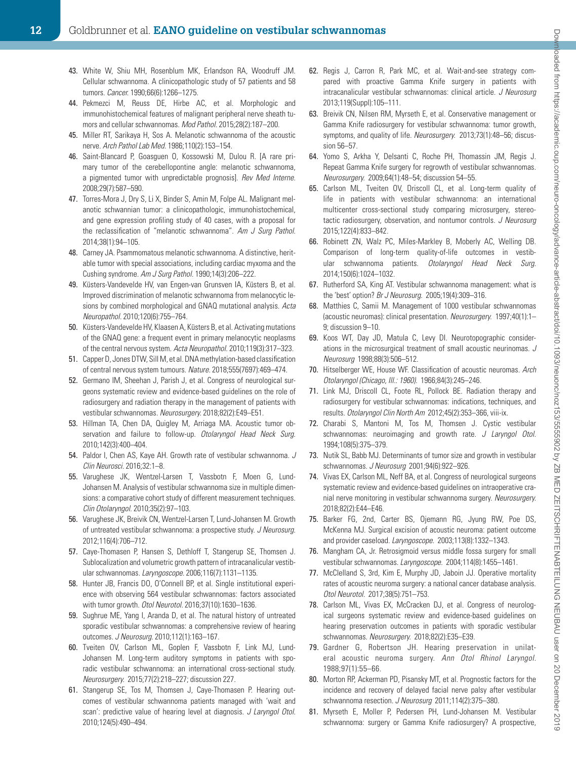43. White W, Shiu MH, Rosenblum MK, Erlandson RA, Woodruff JM. Cellular schwannoma. A clinicopathologic study of 57 patients and 58 tumors. *Cancer.* 1990;66(6):1266–1275.
44. Pekmezci M, Reuss DE, Hirbe AC, et al. Morphologic and immunohistochemical features of malignant peripheral nerve sheath tumors and cellular schwannomas. *Mod Pathol.* 2015;28(2):187–200.
45. Miller RT, Sarikaya H, Sos A. Melanotic schwannoma of the acoustic nerve. *Arch Pathol Lab Med.* 1986;110(2):153–154.
46. Saint-Blancard P, Goasguen O, Kossowski M, Dulou R. [A rare primary tumor of the cerebellopontine angle: melanotic schwannoma, a pigmented tumor with unpredictable prognosis]. *Rev Med Interne.* 2008;29(7):587–590.
47. Torres-Mora J, Dry S, Li X, Binder S, Amin M, Folpe AL. Malignant melanotic schwannian tumor: a clinicopathologic, immunohistochemical, and gene expression profiling study of 40 cases, with a proposal for the reclassification of "melanotic schwannoma". *Am J Surg Pathol.* 2014;38(1):94–105.
48. Carney JA. Psammomatous melanotic schwannoma. A distinctive, heritable tumor with special associations, including cardiac myxoma and the Cushing syndrome. *Am J Surg Pathol.* 1990;14(3):206–222.
49. Küsters-Vandevelde HV, van Engen-van Grunsven IA, Küsters B, et al. Improved discrimination of melanotic schwannoma from melanocytic lesions by combined morphological and GNAQ mutational analysis. *Acta Neuropathol.* 2010;120(6):755–764.
50. Küsters-Vandevelde HV, Klaasen A, Küsters B, et al. Activating mutations of the GNAQ gene: a frequent event in primary melanocytic neoplasms of the central nervous system. *Acta Neuropathol.* 2010;119(3):317–323.
51. Capper D, Jones DTW, Sill M, et al. DNA methylation-based classification of central nervous system tumours. *Nature.* 2018;555(7697):469–474.
52. Germano IM, Sheehan J, Parish J, et al. Congress of neurological surgeons systematic review and evidence-based guidelines on the role of radiosurgery and radiation therapy in the management of patients with vestibular schwannomas. *Neurosurgery.* 2018;82(2):E49–E51.
53. Hillman TA, Chen DA, Quigley M, Arriaga MA. Acoustic tumor observation and failure to follow-up. *Otolaryngol Head Neck Surg.* 2010;142(3):400–404.
54. Paldor I, Chen AS, Kaye AH. Growth rate of vestibular schwannoma. *J Clin Neurosci.* 2016;32:1–8.
55. Varughese JK, Wentzel-Larsen T, Vassbotn F, Moen G, Lund-Johansen M. Analysis of vestibular schwannoma size in multiple dimensions: a comparative cohort study of different measurement techniques. *Clin Otolaryngol.* 2010;35(2):97–103.
56. Varughese JK, Breivik CN, Wentzel-Larsen T, Lund-Johansen M. Growth of untreated vestibular schwannoma: a prospective study. *J Neurosurg.* 2012;116(4):706–712.
57. Caye-Thomasen P, Hansen S, Dethloff T, Stangerup SE, Thomsen J. Sublocalization and volumetric growth pattern of intracanalicular vestibular schwannomas. *Laryngoscope.* 2006;116(7):1131–1135.
58. Hunter JB, Francis DO, O'Connell BP, et al. Single institutional experience with observing 564 vestibular schwannomas: factors associated with tumor growth. *Otol Neurotol.* 2016;37(10):1630–1636.
59. Sughrue ME, Yang I, Aranda D, et al. The natural history of untreated sporadic vestibular schwannomas: a comprehensive review of hearing outcomes. *J Neurosurg.* 2010;112(1):163–167.
60. Tveiten OV, Carlson ML, Goplen F, Vassbotn F, Link MJ, Lund-Johansen M. Long-term auditory symptoms in patients with sporadic vestibular schwannoma: an international cross-sectional study. *Neurosurgery.* 2015;77(2):218–227; discussion 227.
61. Stangerup SE, Tos M, Thomsen J, Caye-Thomasen P. Hearing outcomes of vestibular schwannoma patients managed with 'wait and scan': predictive value of hearing level at diagnosis. *J Laryngol Otol.* 2010;124(5):490–494.
62. Regis J, Carron R, Park MC, et al. Wait-and-see strategy compared with proactive Gamma Knife surgery in patients with intracanalicular vestibular schwannomas: clinical article. *J Neurosurg* 2013;119(Suppl):105–111.
63. Breivik CN, Nilsen RM, Myrseth E, et al. Conservative management or Gamma Knife radiosurgery for vestibular schwannoma: tumor growth, symptoms, and quality of life. *Neurosurgery.* 2013;73(1):48–56; discussion 56–57.
64. Yomo S, Arkha Y, Delsanti C, Roche PH, Thomassin JM, Regis J. Repeat Gamma Knife surgery for regrowth of vestibular schwannomas. *Neurosurgery.* 2009;64(1):48–54; discussion 54–55.
65. Carlson ML, Tveiten OV, Driscoll CL, et al. Long-term quality of life in patients with vestibular schwannoma: an international multicenter cross-sectional study comparing microsurgery, stereotactic radiosurgery, observation, and nontumor controls. *J Neurosurg* 2015;122(4):833–842.
66. Robinett ZN, Walz PC, Miles-Markley B, Moberly AC, Welling DB. Comparison of long-term quality-of-life outcomes in vestibular schwannoma patients. *Otolaryngol Head Neck Surg.* 2014;150(6):1024–1032.
67. Rutherford SA, King AT. Vestibular schwannoma management: what is the 'best' option? *Br J Neurosurg.* 2005;19(4):309–316.
68. Matthies C, Samii M. Management of 1000 vestibular schwannomas (acoustic neuromas): clinical presentation. *Neurosurgery.* 1997;40(1):1–9; discussion 9–10.
69. Koos WT, Day JD, Matula C, Levy DI. Neurotopographic considerations in the microsurgical treatment of small acoustic neurinomas. *J Neurosurg* 1998;88(3):506–512.
70. Hitselberger WE, House WF. Classification of acoustic neuromas. *Arch Otolaryngol (Chicago, Ill.: 1960).* 1966;84(3):245–246.
71. Link MJ, Driscoll CL, Foote RL, Pollock BE. Radiation therapy and radiosurgery for vestibular schwannomas: indications, techniques, and results. *Otolaryngol Clin North Am* 2012;45(2):353–366, viii-ix.
72. Charabi S, Mantoni M, Tos M, Thomsen J. Cystic vestibular schwannomas: neuroimaging and growth rate. *J Laryngol Otol.* 1994;108(5):375–379.
73. Nutik SL, Babb MJ. Determinants of tumor size and growth in vestibular schwannomas. *J Neurosurg* 2001;94(6):922–926.
74. Vivas EX, Carlson ML, Neff BA, et al. Congress of neurological surgeons systematic review and evidence-based guidelines on intraoperative cranial nerve monitoring in vestibular schwannoma surgery. *Neurosurgery.* 2018;82(2):E44–E46.
75. Barker FG, 2nd, Carter BS, Ojemann RG, Jyung RW, Poe DS, McKenna MJ. Surgical excision of acoustic neuroma: patient outcome and provider caseload. *Laryngoscope.* 2003;113(8):1332–1343.
76. Mangham CA, Jr. Retrosigmoid versus middle fossa surgery for small vestibular schwannomas. *Laryngoscope.* 2004;114(8):1455–1461.
77. McClelland S, 3rd, Kim E, Murphy JD, Jaboin JJ. Operative mortality rates of acoustic neuroma surgery: a national cancer database analysis. *Otol Neurotol.* 2017;38(5):751–753.
78. Carlson ML, Vivas EX, McCracken DJ, et al. Congress of neurological surgeons systematic review and evidence-based guidelines on hearing preservation outcomes in patients with sporadic vestibular schwannomas. *Neurosurgery.* 2018;82(2):E35–E39.
79. Gardner G, Robertson JH. Hearing preservation in unilateral acoustic neuroma surgery. *Ann Otol Rhinol Laryngol.* 1988;97(1):55–66.
80. Morton RP, Ackerman PD, Pisansky MT, et al. Prognostic factors for the incidence and recovery of delayed facial nerve palsy after vestibular schwannoma resection. *J Neurosurg* 2011;114(2):375–380.
81. Myrseth E, Moller P, Pedersen PH, Lund-Johansen M. Vestibular schwannoma: surgery or Gamma Knife radiosurgery? A prospective,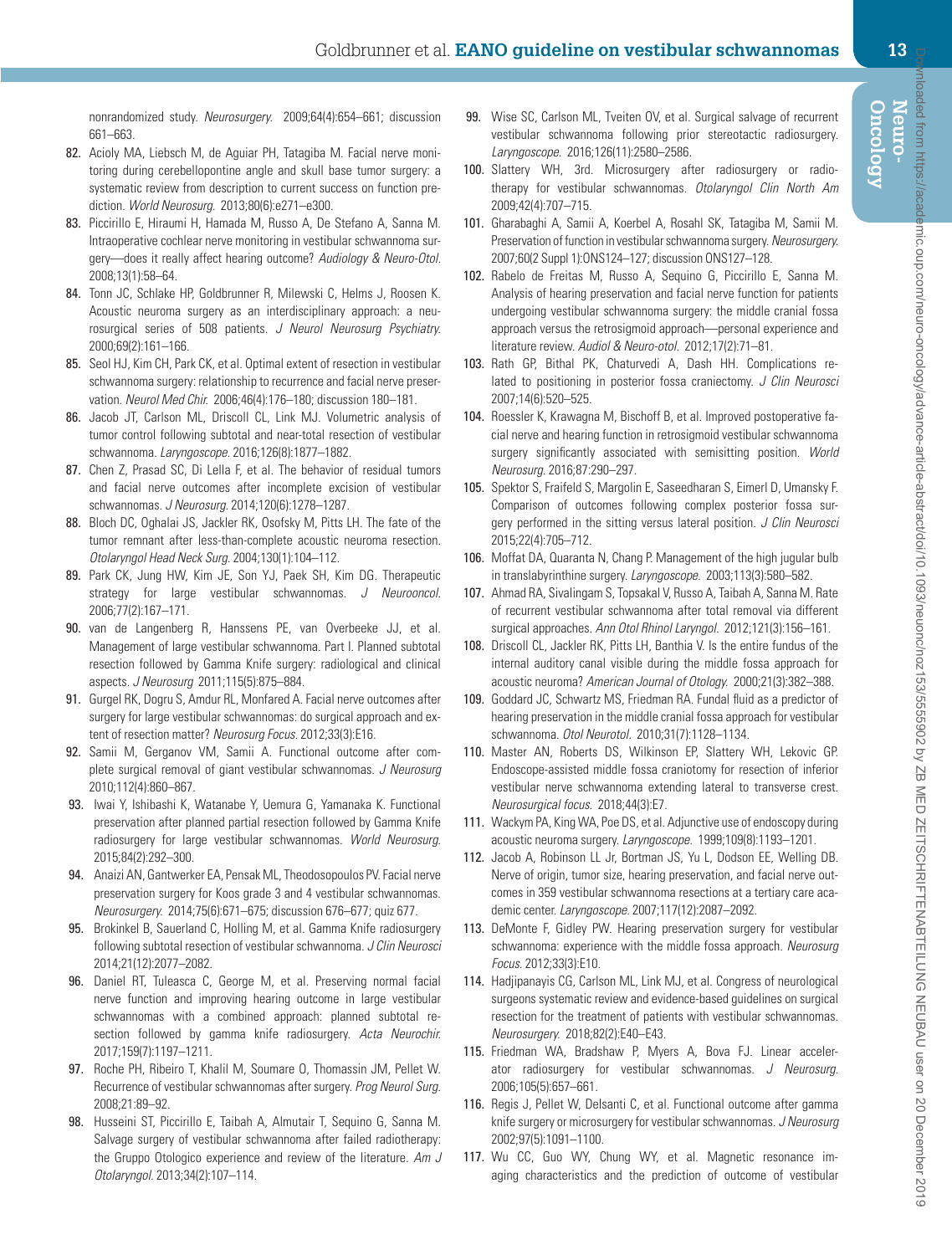nonrandomized study. *Neurosurgery.* 2009;64(4):654–661; discussion 661–663.

82. Acioly MA, Liebsch M, de Aguiar PH, Tatagiba M. Facial nerve monitoring during cerebellopontine angle and skull base tumor surgery: a systematic review from description to current success on function prediction. *World Neurosurg.* 2013;80(6):e271–e300.
83. Piccirillo E, Hiraumi H, Hamada M, Russo A, De Stefano A, Sanna M. Intraoperative cochlear nerve monitoring in vestibular schwannoma surgery—does it really affect hearing outcome? *Audiology & Neuro-Otol.* 2008;13(1):58–64.
84. Tonn JC, Schlake HP, Goldbrunner R, Milewski C, Helms J, Roosen K. Acoustic neuroma surgery as an interdisciplinary approach: a neurosurgical series of 508 patients. *J Neurol Neurosurg Psychiatry.* 2000;69(2):161–166.
85. Seol HJ, Kim CH, Park CK, et al. Optimal extent of resection in vestibular schwannoma surgery: relationship to recurrence and facial nerve preservation. *Neurol Med Chir.* 2006;46(4):176–180; discussion 180–181.
86. Jacob JT, Carlson ML, Driscoll CL, Link MJ. Volumetric analysis of tumor control following subtotal and near-total resection of vestibular schwannoma. *Laryngoscope.* 2016;126(8):1877–1882.
87. Chen Z, Prasad SC, Di Lella F, et al. The behavior of residual tumors and facial nerve outcomes after incomplete excision of vestibular schwannomas. *J Neurosurg.* 2014;120(6):1278–1287.
88. Bloch DC, Oghalai JS, Jackler RK, Osofsky M, Pitts LH. The fate of the tumor remnant after less-than-complete acoustic neuroma resection. *Otolaryngol Head Neck Surg.* 2004;130(1):104–112.
89. Park CK, Jung HW, Kim JE, Son YJ, Paek SH, Kim DG. Therapeutic strategy for large vestibular schwannomas. *J Neurooncol.* 2006;77(2):167–171.
90. van de Langenberg R, Hanssens PE, van Overbeeke JJ, et al. Management of large vestibular schwannoma. Part I. Planned subtotal resection followed by Gamma Knife surgery: radiological and clinical aspects. *J Neurosurg* 2011;115(5):875–884.
91. Gurgel RK, Dogru S, Amdur RL, Monfared A. Facial nerve outcomes after surgery for large vestibular schwannomas: do surgical approach and extent of resection matter? *Neurosurg Focus.* 2012;33(3):E16.
92. Samii M, Gerganov VM, Samii A. Functional outcome after complete surgical removal of giant vestibular schwannomas. *J Neurosurg* 2010;112(4):860–867.
93. Iwai Y, Ishibashi K, Watanabe Y, Uemura G, Yamanaka K. Functional preservation after planned partial resection followed by Gamma Knife radiosurgery for large vestibular schwannomas. *World Neurosurg.* 2015;84(2):292–300.
94. Anaizi AN, Gantwerker EA, Pensak ML, Theodosopoulos PV. Facial nerve preservation surgery for Koos grade 3 and 4 vestibular schwannomas. *Neurosurgery.* 2014;75(6):671–675; discussion 676–677; quiz 677.
95. Brokinkel B, Sauerland C, Holling M, et al. Gamma Knife radiosurgery following subtotal resection of vestibular schwannoma. *J Clin Neurosci* 2014;21(12):2077–2082.
96. Daniel RT, Tuleasca C, George M, et al. Preserving normal facial nerve function and improving hearing outcome in large vestibular schwannomas with a combined approach: planned subtotal resection followed by gamma knife radiosurgery. *Acta Neurochir.* 2017;159(7):1197–1211.
97. Roche PH, Ribeiro T, Khalil M, Soumare O, Thomassin JM, Pellet W. Recurrence of vestibular schwannomas after surgery. *Prog Neurol Surg.* 2008;21:89–92.
98. Husseini ST, Piccirillo E, Taibah A, Almutair T, Sequino G, Sanna M. Salvage surgery of vestibular schwannoma after failed radiotherapy: the Gruppo Otologico experience and review of the literature. *Am J Otolaryngol.* 2013;34(2):107–114.
99. Wise SC, Carlson ML, Tveiten OV, et al. Surgical salvage of recurrent vestibular schwannoma following prior stereotactic radiosurgery. *Laryngoscope.* 2016;126(11):2580–2586.
100. Slattery WH, 3rd. Microsurgery after radiosurgery or radiotherapy for vestibular schwannomas. *Otolaryngol Clin North Am* 2009;42(4):707–715.
101. Gharabaghi A, Samii A, Koerbel A, Rosahl SK, Tatagiba M, Samii M. Preservation of function in vestibular schwannoma surgery. *Neurosurgery.* 2007;60(2 Suppl 1):ONS124–127; discussion ONS127–128.
102. Rabelo de Freitas M, Russo A, Sequino G, Piccirillo E, Sanna M. Analysis of hearing preservation and facial nerve function for patients undergoing vestibular schwannoma surgery: the middle cranial fossa approach versus the retrosigmoid approach—personal experience and literature review. *Audiol & Neuro-otol.* 2012;17(2):71–81.
103. Rath GP, Bithal PK, Chaturvedi A, Dash HH. Complications related to positioning in posterior fossa craniectomy. *J Clin Neurosci* 2007;14(6):520–525.
104. Roessler K, Krawagna M, Bischoff B, et al. Improved postoperative facial nerve and hearing function in retrosigmoid vestibular schwannoma surgery significantly associated with semisitting position. *World Neurosurg.* 2016;87:290–297.
105. Spektor S, Fraifeld S, Margolin E, Saseedharan S, Eimerl D, Umansky F. Comparison of outcomes following complex posterior fossa surgery performed in the sitting versus lateral position. *J Clin Neurosci* 2015;22(4):705–712.
106. Moffat DA, Quaranta N, Chang P. Management of the high jugular bulb in translabyrinthine surgery. *Laryngoscope.* 2003;113(3):580–582.
107. Ahmad RA, Sivalingam S, Topsakal V, Russo A, Taibah A, Sanna M. Rate of recurrent vestibular schwannoma after total removal via different surgical approaches. *Ann Otol Rhinol Laryngol.* 2012;121(3):156–161.
108. Driscoll CL, Jackler RK, Pitts LH, Banthia V. Is the entire fundus of the internal auditory canal visible during the middle fossa approach for acoustic neuroma? *American Journal of Otology.* 2000;21(3):382–388.
109. Goddard JC, Schwartz MS, Friedman RA. Fundal fluid as a predictor of hearing preservation in the middle cranial fossa approach for vestibular schwannoma. *Otol Neurotol.* 2010;31(7):1128–1134.
110. Master AN, Roberts DS, Wilkinson EP, Slattery WH, Lekovic GP. Endoscope-assisted middle fossa craniotomy for resection of inferior vestibular nerve schwannoma extending lateral to transverse crest. *Neurosurgical focus.* 2018;44(3):E7.
111. Wackym PA, King WA, Poe DS, et al. Adjunctive use of endoscopy during acoustic neuroma surgery. *Laryngoscope.* 1999;109(8):1193–1201.
112. Jacob A, Robinson LL Jr, Bortman JS, Yu L, Dodson EE, Welling DB. Nerve of origin, tumor size, hearing preservation, and facial nerve outcomes in 359 vestibular schwannoma resections at a tertiary care academic center. *Laryngoscope.* 2007;117(12):2087–2092.
113. DeMonte F, Gidley PW. Hearing preservation surgery for vestibular schwannoma: experience with the middle fossa approach. *Neurosurg Focus.* 2012;33(3):E10.
114. Hadjipanayis CG, Carlson ML, Link MJ, et al. Congress of neurological surgeons systematic review and evidence-based guidelines on surgical resection for the treatment of patients with vestibular schwannomas. *Neurosurgery.* 2018;82(2):E40–E43.
115. Friedman WA, Bradshaw P, Myers A, Bova FJ. Linear accelerator radiosurgery for vestibular schwannomas. *J Neurosurg.* 2006;105(5):657–661.
116. Regis J, Pellet W, Delsanti C, et al. Functional outcome after gamma knife surgery or microsurgery for vestibular schwannomas. *J Neurosurg* 2002;97(5):1091–1100.
117. Wu CC, Guo WY, Chung WY, et al. Magnetic resonance imaging characteristics and the prediction of outcome of vestibular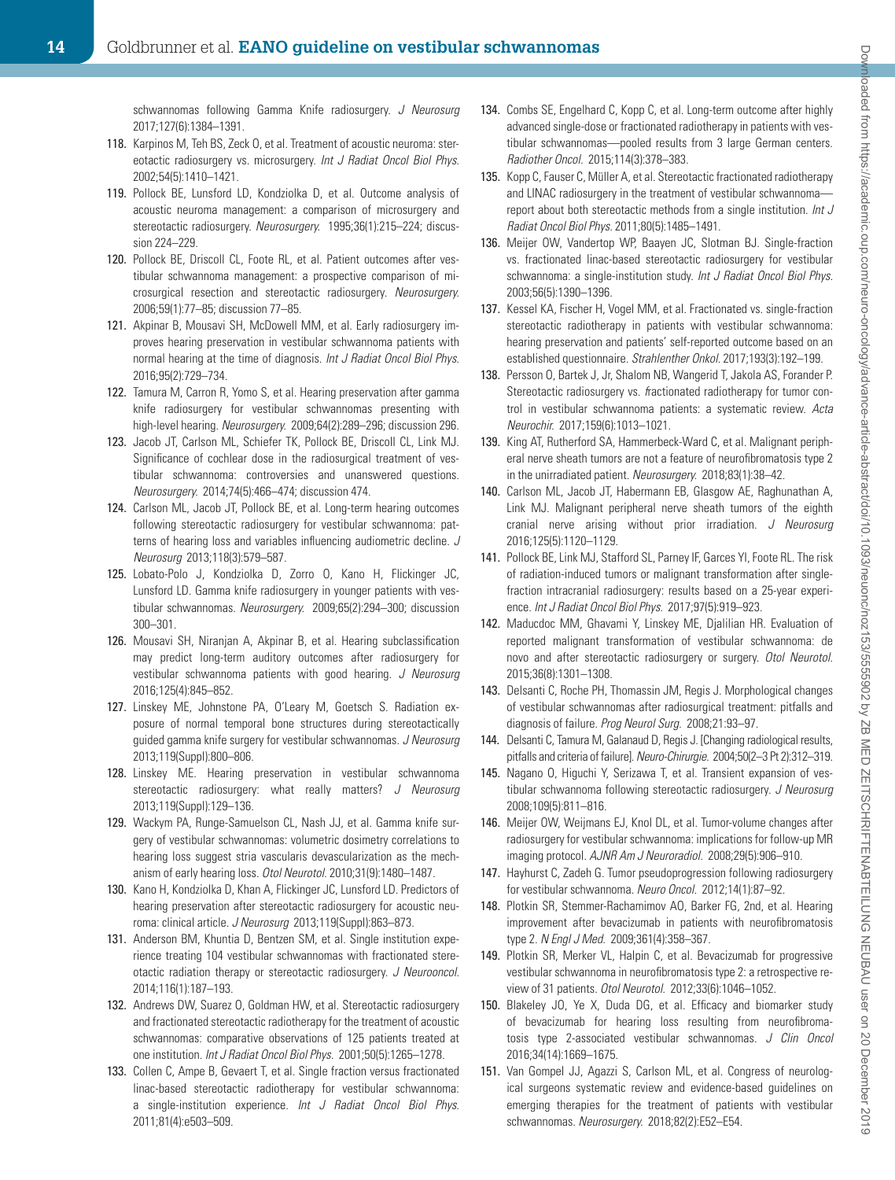schwannomas following Gamma Knife radiosurgery. *J Neurosurg* 2017;127(6):1384–1391.

118. Karpinos M, Teh BS, Zeck O, et al. Treatment of acoustic neuroma: stereotactic radiosurgery vs. microsurgery. *Int J Radiat Oncol Biol Phys.* 2002;54(5):1410–1421.
119. Pollock BE, Lunsford LD, Kondziolka D, et al. Outcome analysis of acoustic neuroma management: a comparison of microsurgery and stereotactic radiosurgery. *Neurosurgery.* 1995;36(1):215–224; discussion 224–229.
120. Pollock BE, Driscoll CL, Foote RL, et al. Patient outcomes after vestibular schwannoma management: a prospective comparison of microsurgical resection and stereotactic radiosurgery. *Neurosurgery.* 2006;59(1):77–85; discussion 77–85.
121. Akpinar B, Mousavi SH, McDowell MM, et al. Early radiosurgery improves hearing preservation in vestibular schwannoma patients with normal hearing at the time of diagnosis. *Int J Radiat Oncol Biol Phys.* 2016;95(2):729–734.
122. Tamura M, Carron R, Yomo S, et al. Hearing preservation after gamma knife radiosurgery for vestibular schwannomas presenting with high-level hearing. *Neurosurgery.* 2009;64(2):289–296; discussion 296.
123. Jacob JT, Carlson ML, Schiefer TK, Pollock BE, Driscoll CL, Link MJ. Significance of cochlear dose in the radiosurgical treatment of vestibular schwannoma: controversies and unanswered questions. *Neurosurgery.* 2014;74(5):466–474; discussion 474.
124. Carlson ML, Jacob JT, Pollock BE, et al. Long-term hearing outcomes following stereotactic radiosurgery for vestibular schwannoma: patterns of hearing loss and variables influencing audiometric decline. *J Neurosurg* 2013;118(3):579–587.
125. Lobato-Polo J, Kondziolka D, Zorro O, Kano H, Flickinger JC, Lunsford LD. Gamma knife radiosurgery in younger patients with vestibular schwannomas. *Neurosurgery.* 2009;65(2):294–300; discussion 300–301.
126. Mousavi SH, Niranjan A, Akpinar B, et al. Hearing subclassification may predict long-term auditory outcomes after radiosurgery for vestibular schwannoma patients with good hearing. *J Neurosurg* 2016;125(4):845–852.
127. Linskey ME, Johnstone PA, O'Leary M, Goetsch S. Radiation exposure of normal temporal bone structures during stereotactically guided gamma knife surgery for vestibular schwannomas. *J Neurosurg* 2013;119(Suppl):800–806.
128. Linskey ME. Hearing preservation in vestibular schwannoma stereotactic radiosurgery: what really matters? *J Neurosurg* 2013;119(Suppl):129–136.
129. Wackym PA, Runge-Samuelson CL, Nash JJ, et al. Gamma knife surgery of vestibular schwannomas: volumetric dosimetry correlations to hearing loss suggest stria vascularis devascularization as the mechanism of early hearing loss. *Otol Neurotol.* 2010;31(9):1480–1487.
130. Kano H, Kondziolka D, Khan A, Flickinger JC, Lunsford LD. Predictors of hearing preservation after stereotactic radiosurgery for acoustic neuroma: clinical article. *J Neurosurg* 2013;119(Suppl):863–873.
131. Anderson BM, Khuntia D, Bentzen SM, et al. Single institution experience treating 104 vestibular schwannomas with fractionated stereotactic radiation therapy or stereotactic radiosurgery. *J Neurooncol.* 2014;116(1):187–193.
132. Andrews DW, Suarez O, Goldman HW, et al. Stereotactic radiosurgery and fractionated stereotactic radiotherapy for the treatment of acoustic schwannomas: comparative observations of 125 patients treated at one institution. *Int J Radiat Oncol Biol Phys.* 2001;50(5):1265–1278.
133. Collen C, Ampe B, Gevaert T, et al. Single fraction versus fractionated linac-based stereotactic radiotherapy for vestibular schwannoma: a single-institution experience. *Int J Radiat Oncol Biol Phys.* 2011;81(4):e503–509.
134. Combs SE, Engelhard C, Kopp C, et al. Long-term outcome after highly advanced single-dose or fractionated radiotherapy in patients with vestibular schwannomas—pooled results from 3 large German centers. *Radiother Oncol.* 2015;114(3):378–383.
135. Kopp C, Fauser C, Müller A, et al. Stereotactic fractionated radiotherapy and LINAC radiosurgery in the treatment of vestibular schwannoma—report about both stereotactic methods from a single institution. *Int J Radiat Oncol Biol Phys.* 2011;80(5):1485–1491.
136. Meijer OW, Vandertop WP, Baayen JC, Slotman BJ. Single-fraction vs. fractionated linac-based stereotactic radiosurgery for vestibular schwannoma: a single-institution study. *Int J Radiat Oncol Biol Phys.* 2003;56(5):1390–1396.
137. Kessel KA, Fischer H, Vogel MM, et al. Fractionated vs. single-fraction stereotactic radiotherapy in patients with vestibular schwannoma: hearing preservation and patients' self-reported outcome based on an established questionnaire. *Strahlenther Onkol.* 2017;193(3):192–199.
138. Persson O, Bartek J, Jr, Shalom NB, Wangerid T, Jakola AS, Forander P. Stereotactic radiosurgery vs. fractionated radiotherapy for tumor control in vestibular schwannoma patients: a systematic review. *Acta Neurochir.* 2017;159(6):1013–1021.
139. King AT, Rutherford SA, Hammerbeck-Ward C, et al. Malignant peripheral nerve sheath tumors are not a feature of neurofibromatosis type 2 in the unirradiated patient. *Neurosurgery.* 2018;83(1):38–42.
140. Carlson ML, Jacob JT, Habermann EB, Glasgow AE, Raghunathan A, Link MJ. Malignant peripheral nerve sheath tumors of the eighth cranial nerve arising without prior irradiation. *J Neurosurg* 2016;125(5):1120–1129.
141. Pollock BE, Link MJ, Stafford SL, Parney IF, Garces YI, Foote RL. The risk of radiation-induced tumors or malignant transformation after single-fraction intracranial radiosurgery: results based on a 25-year experience. *Int J Radiat Oncol Biol Phys.* 2017;97(5):919–923.
142. Maducdoc MM, Ghavami Y, Linskey ME, Djalilian HR. Evaluation of reported malignant transformation of vestibular schwannoma: de novo and after stereotactic radiosurgery or surgery. *Otol Neurotol.* 2015;36(8):1301–1308.
143. Delsanti C, Roche PH, Thomassin JM, Regis J. Morphological changes of vestibular schwannomas after radiosurgical treatment: pitfalls and diagnosis of failure. *Prog Neurol Surg.* 2008;21:93–97.
144. Delsanti C, Tamura M, Galanaud D, Regis J. [Changing radiological results, pitfalls and criteria of failure]. *Neuro-Chirurgie.* 2004;50(2–3 Pt 2):312–319.
145. Nagano O, Higuchi Y, Serizawa T, et al. Transient expansion of vestibular schwannoma following stereotactic radiosurgery. *J Neurosurg* 2008;109(5):811–816.
146. Meijer OW, Weijmans EJ, Knol DL, et al. Tumor-volume changes after radiosurgery for vestibular schwannoma: implications for follow-up MR imaging protocol. *AJNR Am J Neuroradiol.* 2008;29(5):906–910.
147. Hayhurst C, Zadeh G. Tumor pseudoprogression following radiosurgery for vestibular schwannoma. *Neuro Oncol.* 2012;14(1):87–92.
148. Plotkin SR, Stemmer-Rachamimov AO, Barker FG, 2nd, et al. Hearing improvement after bevacizumab in patients with neurofibromatosis type 2. *N Engl J Med.* 2009;361(4):358–367.
149. Plotkin SR, Merker VL, Halpin C, et al. Bevacizumab for progressive vestibular schwannoma in neurofibromatosis type 2: a retrospective review of 31 patients. *Otol Neurotol.* 2012;33(6):1046–1052.
150. Blakeley JO, Ye X, Duda DG, et al. Efficacy and biomarker study of bevacizumab for hearing loss resulting from neurofibromatosis type 2-associated vestibular schwannomas. *J Clin Oncol* 2016;34(14):1669–1675.
151. Van Gompel JJ, Agazzi S, Carlson ML, et al. Congress of neurological surgeons systematic review and evidence-based guidelines on emerging therapies for the treatment of patients with vestibular schwannomas. *Neurosurgery.* 2018;82(2):E52–E54.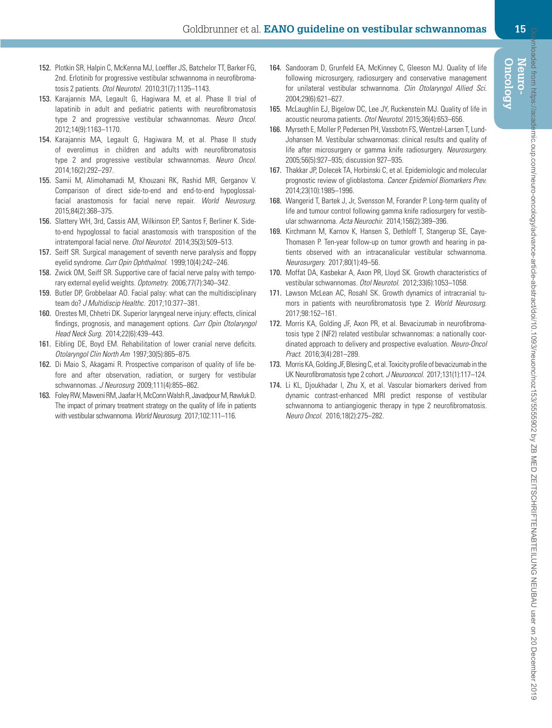152. Plotkin SR, Halpin C, McKenna MJ, Loeffler JS, Batchelor TT, Barker FG, 2nd. Erlotinib for progressive vestibular schwannoma in neurofibromatosis 2 patients. *Otol Neurotol.* 2010;31(7):1135–1143.
153. Karajannis MA, Legault G, Hagiwara M, et al. Phase II trial of lapatinib in adult and pediatric patients with neurofibromatosis type 2 and progressive vestibular schwannomas. *Neuro Oncol.* 2012;14(9):1163–1170.
154. Karajannis MA, Legault G, Hagiwara M, et al. Phase II study of everolimus in children and adults with neurofibromatosis type 2 and progressive vestibular schwannomas. *Neuro Oncol.* 2014;16(2):292–297.
155. Samii M, Alimohamadi M, Khouzani RK, Rashid MR, Gerganov V. Comparison of direct side-to-end and end-to-end hypoglossal-facial anastomosis for facial nerve repair. *World Neurosurg.* 2015;84(2):368–375.
156. Slattery WH, 3rd, Cassis AM, Wilkinson EP, Santos F, Berliner K. Side-to-end hypoglossal to facial anastomosis with transposition of the intratemporal facial nerve. *Otol Neurotol.* 2014;35(3):509–513.
157. Seiff SR. Surgical management of seventh nerve paralysis and floppy eyelid syndrome. *Curr Opin Ophthalmol.* 1999;10(4):242–246.
158. Zwick OM, Seiff SR. Supportive care of facial nerve palsy with temporary external eyelid weights. *Optometry.* 2006;77(7):340–342.
159. Butler DP, Grobbelaar AO. Facial palsy: what can the multidisciplinary team do? *J Multidiscip Healthc.* 2017;10:377–381.
160. Orestes MI, Chhetri DK. Superior laryngeal nerve injury: effects, clinical findings, prognosis, and management options. *Curr Opin Otolaryngol Head Neck Surg.* 2014;22(6):439–443.
161. Eibling DE, Boyd EM. Rehabilitation of lower cranial nerve deficits. *Otolaryngol Clin North Am* 1997;30(5):865–875.
162. Di Maio S, Akagami R. Prospective comparison of quality of life before and after observation, radiation, or surgery for vestibular schwannomas. *J Neurosurg* 2009;111(4):855–862.
163. Foley RW, Maweni RM, Jaafar H, McConn Walsh R, Javadpour M, Rawluk D. The impact of primary treatment strategy on the quality of life in patients with vestibular schwannoma. *World Neurosurg.* 2017;102:111–116.
164. Sandooram D, Grunfeld EA, McKinney C, Gleeson MJ. Quality of life following microsurgery, radiosurgery and conservative management for unilateral vestibular schwannoma. *Clin Otolaryngol Allied Sci.* 2004;29(6):621–627.
165. McLaughlin EJ, Bigelow DC, Lee JY, Ruckenstein MJ. Quality of life in acoustic neuroma patients. *Otol Neurotol.* 2015;36(4):653–656.
166. Myrseth E, Moller P, Pedersen PH, Vassbotn FS, Wentzel-Larsen T, Lund-Johansen M. Vestibular schwannomas: clinical results and quality of life after microsurgery or gamma knife radiosurgery. *Neurosurgery.* 2005;56(5):927–935; discussion 927–935.
167. Thakkar JP, Dolecek TA, Horbinski C, et al. Epidemiologic and molecular prognostic review of glioblastoma. *Cancer Epidemiol Biomarkers Prev.* 2014;23(10):1985–1996.
168. Wangerid T, Bartek J, Jr, Svensson M, Forander P. Long-term quality of life and tumour control following gamma knife radiosurgery for vestibular schwannoma. *Acta Neurochir.* 2014;156(2):389–396.
169. Kirchmann M, Karnov K, Hansen S, Dethloff T, Stangerup SE, Caye-Thomasen P. Ten-year follow-up on tumor growth and hearing in patients observed with an intracanalicular vestibular schwannoma. *Neurosurgery.* 2017;80(1):49–56.
170. Moffat DA, Kasbekar A, Axon PR, Lloyd SK. Growth characteristics of vestibular schwannomas. *Otol Neurotol.* 2012;33(6):1053–1058.
171. Lawson McLean AC, Rosahl SK. Growth dynamics of intracranial tumors in patients with neurofibromatosis type 2. *World Neurosurg.* 2017;98:152–161.
172. Morris KA, Golding JF, Axon PR, et al. Bevacizumab in neurofibromatosis type 2 (NF2) related vestibular schwannomas: a nationally coordinated approach to delivery and prospective evaluation. *Neuro-Oncol Pract.* 2016;3(4):281–289.
173. Morris KA, Golding JF, Blesing C, et al. Toxicity profile of bevacizumab in the UK Neurofibromatosis type 2 cohort. *J Neurooncol.* 2017;131(1):117–124.
174. Li KL, Djoukhadar I, Zhu X, et al. Vascular biomarkers derived from dynamic contrast-enhanced MRI predict response of vestibular schwannoma to antiangiogenic therapy in type 2 neurofibromatosis. *Neuro Oncol.* 2016;18(2):275–282.